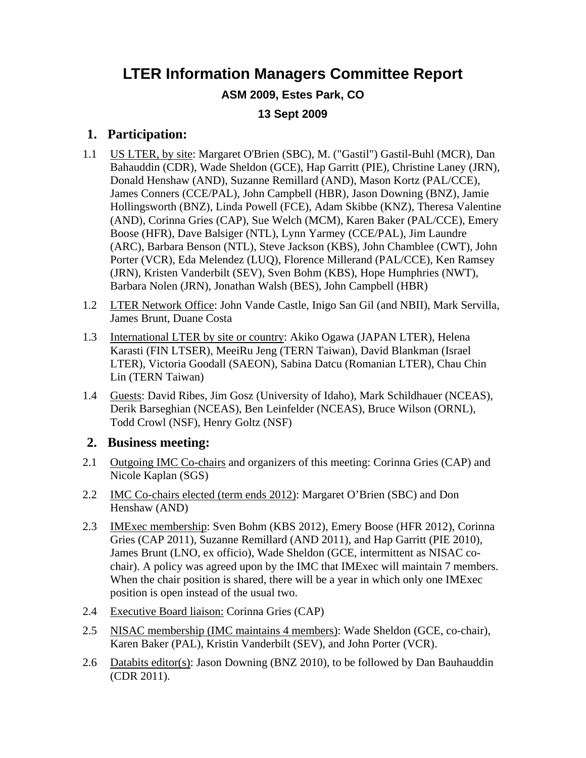# LTER Information Managers Committee Report

**ASM 2009, Estes Park, CO**

**13 Sept 2009**

## 1. Participation:

1.1 US LTER, by site: Margaret O'Brien (SBC), M. ("Gastil") Gastil-Buhl (MCR), Dan Bahauddin (CDR), Wade Sheldon (GCE), Hap Garritt (PIE), Christine Laney (JRN), Donald Henshaw (AND), Suzanne Remillard (AND), Mason Kortz (PAL/CCE), James Conners (CCE/PAL), John Campbell (HBR), Jason Downing (BNZ), Jamie Hollingsworth (BNZ), Linda Powell (FCE), Adam Skibbe (KNZ), Theresa Valentine (AND), Corinna Gries (CAP), Sue Welch (MCM), Karen Baker (PAL/CCE), Emery Boose (HFR), Dave Balsiger (NTL), Lynn Yarmey (CCE/PAL), Jim Laundre (ARC), Barbara Benson (NTL), Steve Jackson (KBS), John Chamblee (CWT), John Porter (VCR), Eda Melendez (LUQ), Florence Millerand (PAL/CCE), Ken Ramsey (JRN), Kristen Vanderbilt (SEV), Sven Bohm (KBS), Hope Humphries (NWT), Barbara Nolen (JRN), Jonathan Walsh (BES), John Campbell (HBR)

1.2 LTER Network Office: John Vande Castle, Inigo San Gil (and NBII), Mark Servilla, James Brunt, Duane Costa

1.3 International LTER by site or country: Akiko Ogawa (JAPAN LTER), Helena Karasti (FIN LTSER), MeeiRu Jeng (TERN Taiwan), David Blankman (Israel LTER), Victoria Goodall (SAEON), Sabina Datcu (Romanian LTER), Chau Chin Lin (TERN Taiwan)

1.4 Guests: David Ribes, Jim Gosz (University of Idaho), Mark Schildhauer (NCEAS), Derik Barseghian (NCEAS), Ben Leinfelder (NCEAS), Bruce Wilson (ORNL), Todd Crowl (NSF), Henry Goltz (NSF)

## 2. Business meeting:

2.1 Outgoing IMC Co-chairs and organizers of this meeting: Corinna Gries (CAP) and Nicole Kaplan (SGS)

2.2 IMC Co-chairs elected (term ends 2012): Margaret O'Brien (SBC) and Don Henshaw (AND)

2.3 IMExec membership: Sven Bohm (KBS 2012), Emery Boose (HFR 2012), Corinna Gries (CAP 2011), Suzanne Remillard (AND 2011), and Hap Garritt (PIE 2010), James Brunt (LNO, ex officio), Wade Sheldon (GCE, intermittent as NISAC co-chair). A policy was agreed upon by the IMC that IMExec will maintain 7 members. When the chair position is shared, there will be a year in which only one IMExec position is open instead of the usual two.

2.4 Executive Board liaison: Corinna Gries (CAP)

2.5 NISAC membership (IMC maintains 4 members): Wade Sheldon (GCE, co-chair), Karen Baker (PAL), Kristin Vanderbilt (SEV), and John Porter (VCR).

2.6 Databits editor(s): Jason Downing (BNZ 2010), to be followed by Dan Bauhauddin (CDR 2011).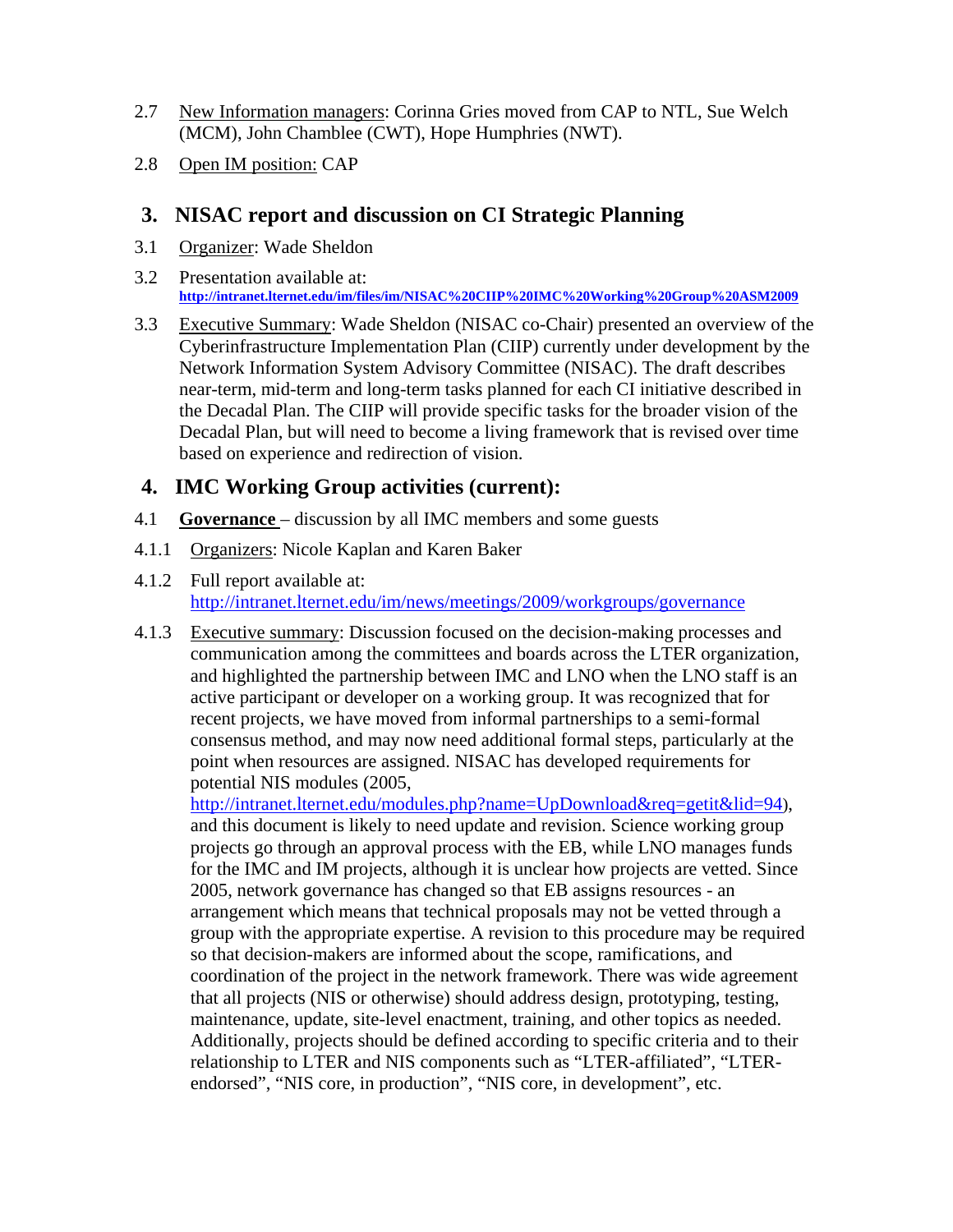2.7 New Information managers: Corinna Gries moved from CAP to NTL, Sue Welch (MCM), John Chamblee (CWT), Hope Humphries (NWT).

2.8 Open IM position: CAP

## 3. NISAC report and discussion on CI Strategic Planning

3.1 Organizer: Wade Sheldon

3.2 Presentation available at: **http://intranet.lternet.edu/im/files/im/NISAC%20CIIP%20IMC%20Working%20Group%20ASM2009**

3.3 Executive Summary: Wade Sheldon (NISAC co-Chair) presented an overview of the Cyberinfrastructure Implementation Plan (CIIP) currently under development by the Network Information System Advisory Committee (NISAC). The draft describes near-term, mid-term and long-term tasks planned for each CI initiative described in the Decadal Plan. The CIIP will provide specific tasks for the broader vision of the Decadal Plan, but will need to become a living framework that is revised over time based on experience and redirection of vision.

## 4. IMC Working Group activities (current):

4.1 **Governance** – discussion by all IMC members and some guests

4.1.1 Organizers: Nicole Kaplan and Karen Baker

4.1.2 Full report available at: http://intranet.lternet.edu/im/news/meetings/2009/workgroups/governance

4.1.3 Executive summary: Discussion focused on the decision-making processes and communication among the committees and boards across the LTER organization, and highlighted the partnership between IMC and LNO when the LNO staff is an active participant or developer on a working group. It was recognized that for recent projects, we have moved from informal partnerships to a semi-formal consensus method, and may now need additional formal steps, particularly at the point when resources are assigned. NISAC has developed requirements for potential NIS modules (2005, http://intranet.lternet.edu/modules.php?name=UpDownload&req=getit&lid=94), and this document is likely to need update and revision. Science working group projects go through an approval process with the EB, while LNO manages funds for the IMC and IM projects, although it is unclear how projects are vetted. Since 2005, network governance has changed so that EB assigns resources - an arrangement which means that technical proposals may not be vetted through a group with the appropriate expertise. A revision to this procedure may be required so that decision-makers are informed about the scope, ramifications, and coordination of the project in the network framework. There was wide agreement that all projects (NIS or otherwise) should address design, prototyping, testing, maintenance, update, site-level enactment, training, and other topics as needed. Additionally, projects should be defined according to specific criteria and to their relationship to LTER and NIS components such as "LTER-affiliated", "LTER-endorsed", "NIS core, in production", "NIS core, in development", etc.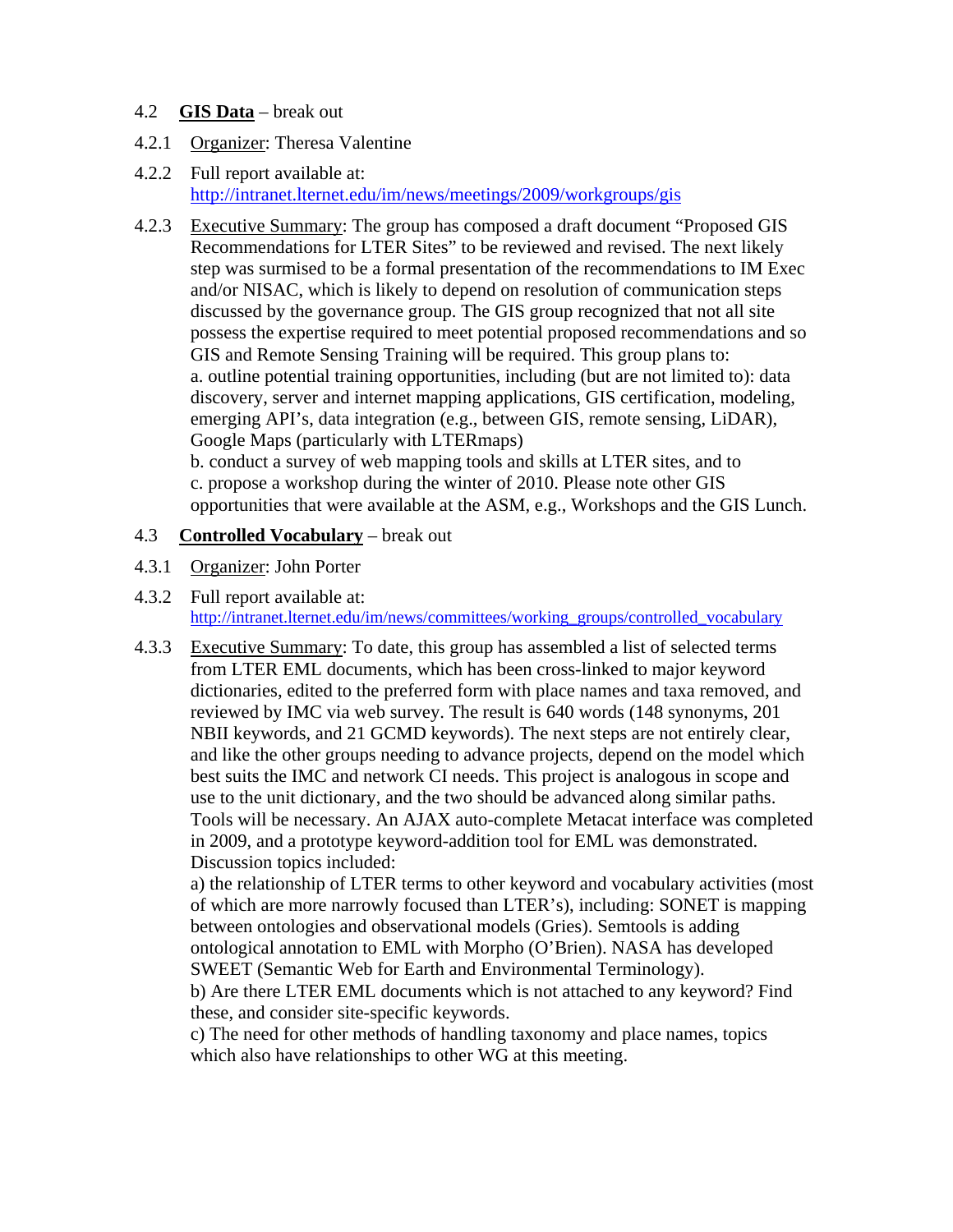4.2 **GIS Data** – break out

4.2.1 Organizer: Theresa Valentine

4.2.2 Full report available at: http://intranet.lternet.edu/im/news/meetings/2009/workgroups/gis

4.2.3 Executive Summary: The group has composed a draft document "Proposed GIS Recommendations for LTER Sites" to be reviewed and revised. The next likely step was surmised to be a formal presentation of the recommendations to IM Exec and/or NISAC, which is likely to depend on resolution of communication steps discussed by the governance group. The GIS group recognized that not all site possess the expertise required to meet potential proposed recommendations and so GIS and Remote Sensing Training will be required. This group plans to:
a. outline potential training opportunities, including (but are not limited to): data discovery, server and internet mapping applications, GIS certification, modeling, emerging API's, data integration (e.g., between GIS, remote sensing, LiDAR), Google Maps (particularly with LTERmaps)
b. conduct a survey of web mapping tools and skills at LTER sites, and to
c. propose a workshop during the winter of 2010. Please note other GIS opportunities that were available at the ASM, e.g., Workshops and the GIS Lunch.

4.3 **Controlled Vocabulary** – break out

4.3.1 Organizer: John Porter

4.3.2 Full report available at: http://intranet.lternet.edu/im/news/committees/working_groups/controlled_vocabulary

4.3.3 Executive Summary: To date, this group has assembled a list of selected terms from LTER EML documents, which has been cross-linked to major keyword dictionaries, edited to the preferred form with place names and taxa removed, and reviewed by IMC via web survey. The result is 640 words (148 synonyms, 201 NBII keywords, and 21 GCMD keywords). The next steps are not entirely clear, and like the other groups needing to advance projects, depend on the model which best suits the IMC and network CI needs. This project is analogous in scope and use to the unit dictionary, and the two should be advanced along similar paths. Tools will be necessary. An AJAX auto-complete Metacat interface was completed in 2009, and a prototype keyword-addition tool for EML was demonstrated. Discussion topics included:
a) the relationship of LTER terms to other keyword and vocabulary activities (most of which are more narrowly focused than LTER's), including: SONET is mapping between ontologies and observational models (Gries). Semtools is adding ontological annotation to EML with Morpho (O'Brien). NASA has developed SWEET (Semantic Web for Earth and Environmental Terminology).
b) Are there LTER EML documents which is not attached to any keyword? Find these, and consider site-specific keywords.
c) The need for other methods of handling taxonomy and place names, topics which also have relationships to other WG at this meeting.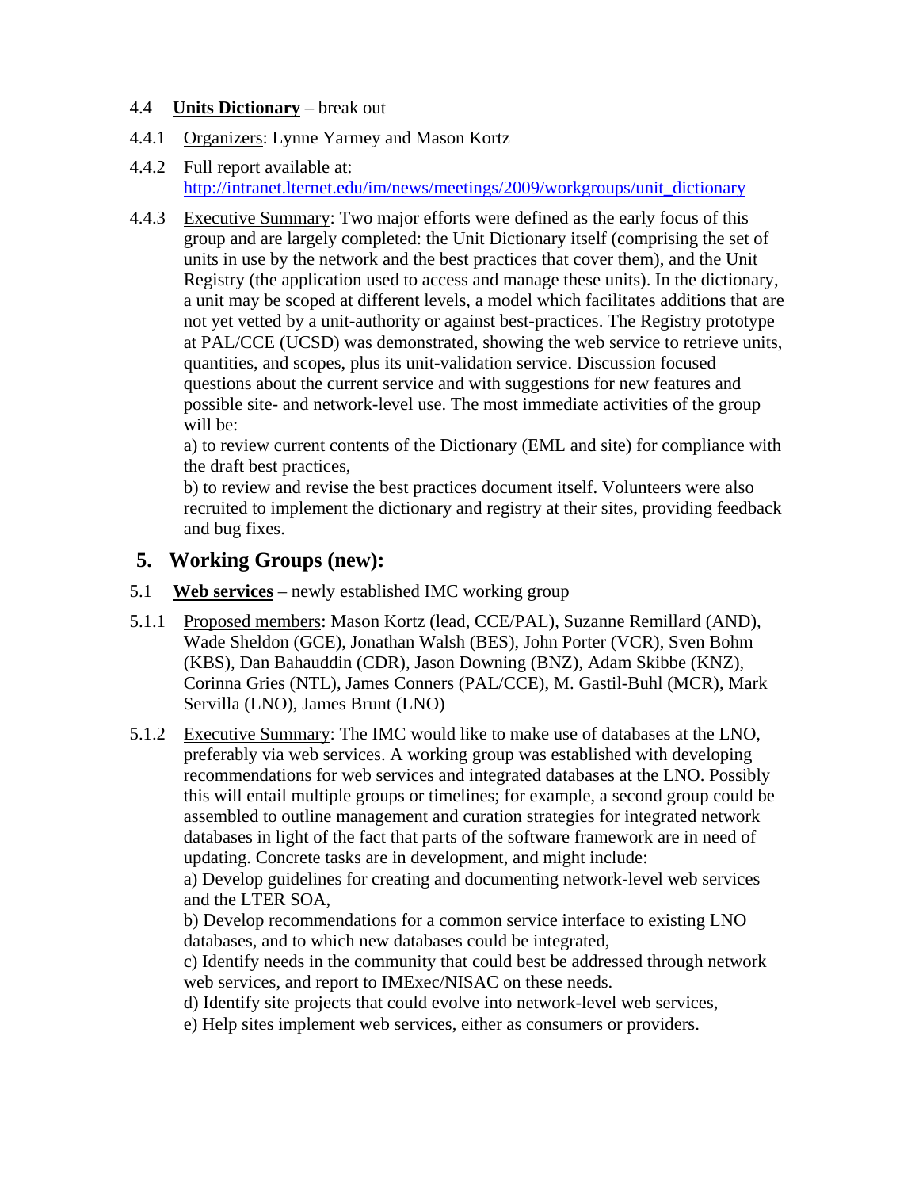4.4 **Units Dictionary** – break out

4.4.1 Organizers: Lynne Yarmey and Mason Kortz

4.4.2 Full report available at: http://intranet.lternet.edu/im/news/meetings/2009/workgroups/unit_dictionary

4.4.3 Executive Summary: Two major efforts were defined as the early focus of this group and are largely completed: the Unit Dictionary itself (comprising the set of units in use by the network and the best practices that cover them), and the Unit Registry (the application used to access and manage these units). In the dictionary, a unit may be scoped at different levels, a model which facilitates additions that are not yet vetted by a unit-authority or against best-practices. The Registry prototype at PAL/CCE (UCSD) was demonstrated, showing the web service to retrieve units, quantities, and scopes, plus its unit-validation service. Discussion focused questions about the current service and with suggestions for new features and possible site- and network-level use. The most immediate activities of the group will be:
a) to review current contents of the Dictionary (EML and site) for compliance with the draft best practices,
b) to review and revise the best practices document itself. Volunteers were also recruited to implement the dictionary and registry at their sites, providing feedback and bug fixes.

## 5. Working Groups (new):

5.1 **Web services** – newly established IMC working group

5.1.1 Proposed members: Mason Kortz (lead, CCE/PAL), Suzanne Remillard (AND), Wade Sheldon (GCE), Jonathan Walsh (BES), John Porter (VCR), Sven Bohm (KBS), Dan Bahauddin (CDR), Jason Downing (BNZ), Adam Skibbe (KNZ), Corinna Gries (NTL), James Conners (PAL/CCE), M. Gastil-Buhl (MCR), Mark Servilla (LNO), James Brunt (LNO)

5.1.2 Executive Summary: The IMC would like to make use of databases at the LNO, preferably via web services. A working group was established with developing recommendations for web services and integrated databases at the LNO. Possibly this will entail multiple groups or timelines; for example, a second group could be assembled to outline management and curation strategies for integrated network databases in light of the fact that parts of the software framework are in need of updating. Concrete tasks are in development, and might include:
a) Develop guidelines for creating and documenting network-level web services and the LTER SOA,
b) Develop recommendations for a common service interface to existing LNO databases, and to which new databases could be integrated,
c) Identify needs in the community that could best be addressed through network web services, and report to IMExec/NISAC on these needs.
d) Identify site projects that could evolve into network-level web services,
e) Help sites implement web services, either as consumers or providers.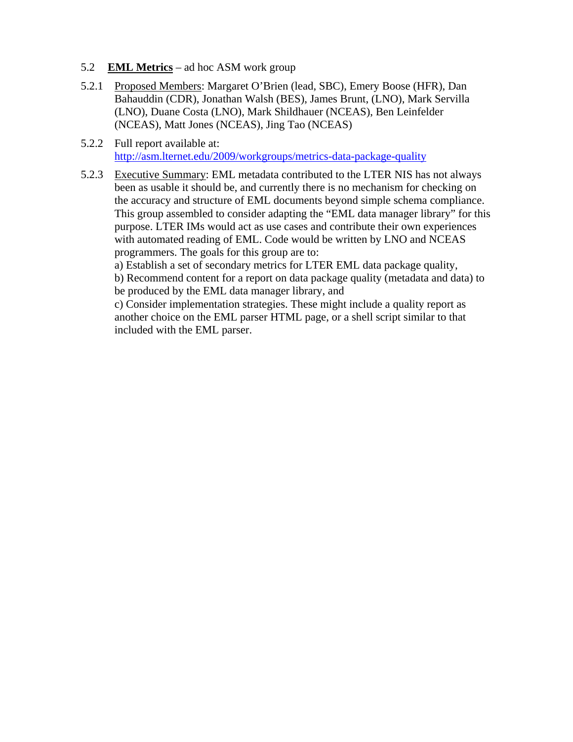5.2 **EML Metrics** – ad hoc ASM work group

5.2.1 Proposed Members: Margaret O'Brien (lead, SBC), Emery Boose (HFR), Dan Bahauddin (CDR), Jonathan Walsh (BES), James Brunt, (LNO), Mark Servilla (LNO), Duane Costa (LNO), Mark Shildhauer (NCEAS), Ben Leinfelder (NCEAS), Matt Jones (NCEAS), Jing Tao (NCEAS)

5.2.2 Full report available at: http://asm.lternet.edu/2009/workgroups/metrics-data-package-quality

5.2.3 Executive Summary: EML metadata contributed to the LTER NIS has not always been as usable it should be, and currently there is no mechanism for checking on the accuracy and structure of EML documents beyond simple schema compliance. This group assembled to consider adapting the "EML data manager library" for this purpose. LTER IMs would act as use cases and contribute their own experiences with automated reading of EML. Code would be written by LNO and NCEAS programmers. The goals for this group are to:

a) Establish a set of secondary metrics for LTER EML data package quality,

b) Recommend content for a report on data package quality (metadata and data) to be produced by the EML data manager library, and

c) Consider implementation strategies. These might include a quality report as another choice on the EML parser HTML page, or a shell script similar to that included with the EML parser.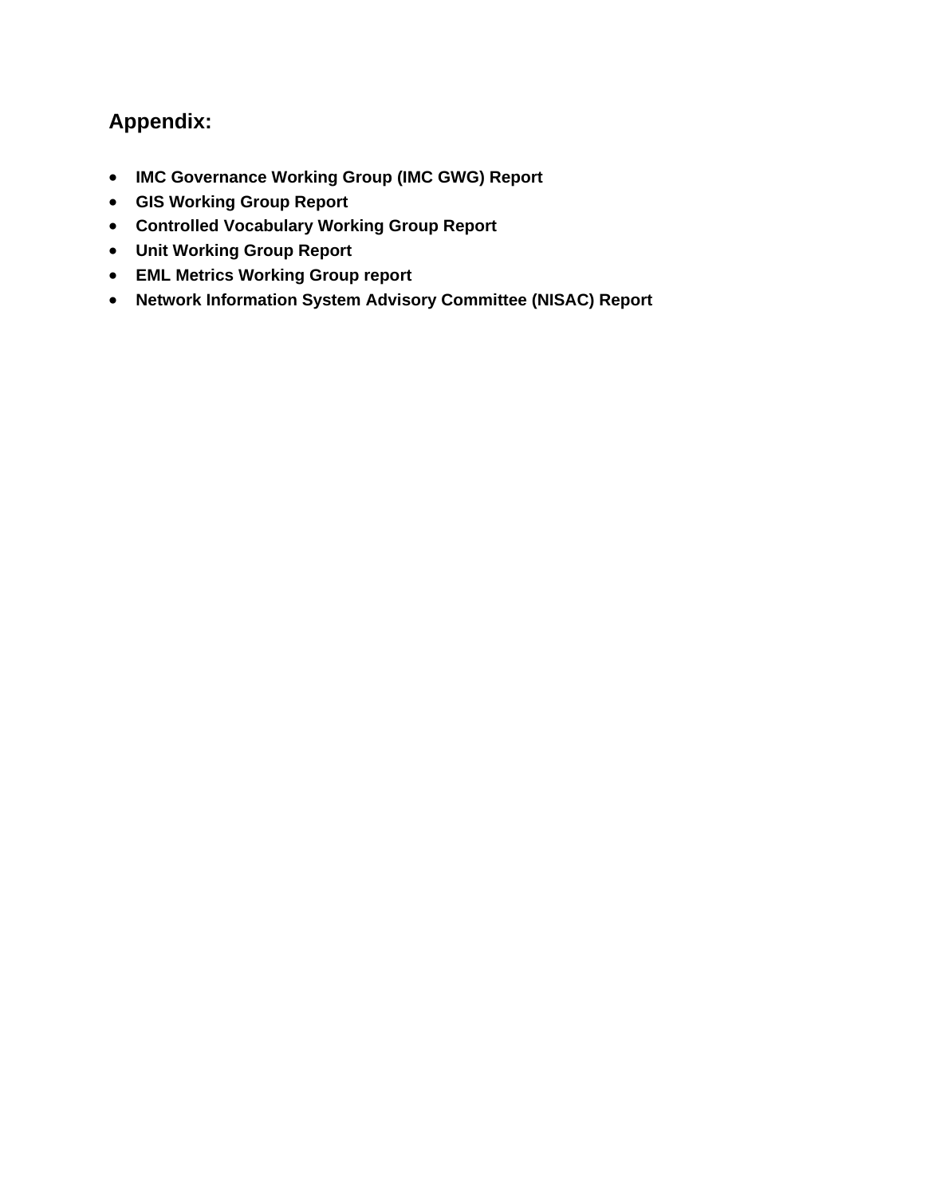## Appendix:

- **IMC Governance Working Group (IMC GWG) Report**
- **GIS Working Group Report**
- **Controlled Vocabulary Working Group Report**
- **Unit Working Group Report**
- **EML Metrics Working Group report**
- **Network Information System Advisory Committee (NISAC) Report**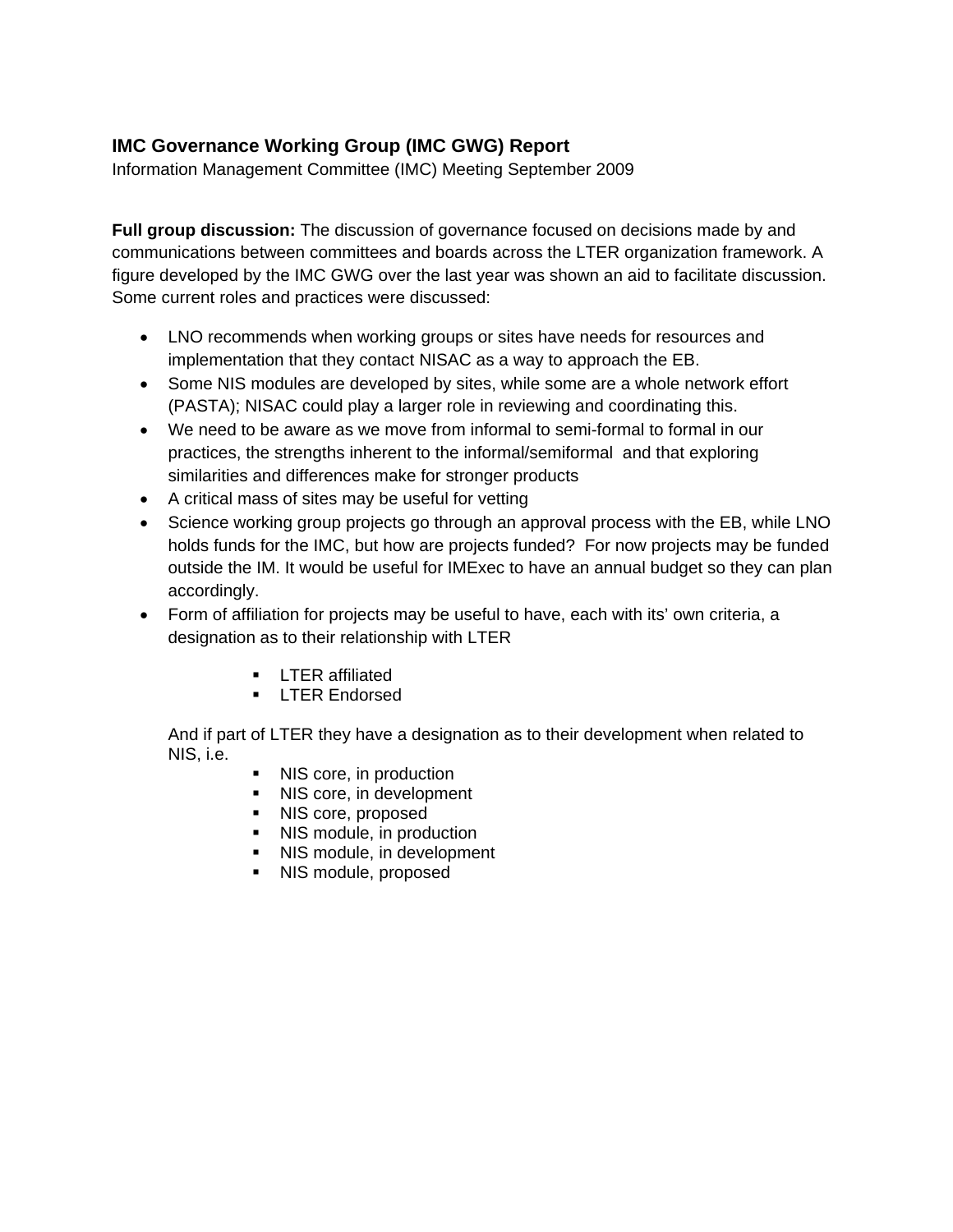**IMC Governance Working Group (IMC GWG) Report**

Information Management Committee (IMC) Meeting September 2009

**Full group discussion:** The discussion of governance focused on decisions made by and communications between committees and boards across the LTER organization framework. A figure developed by the IMC GWG over the last year was shown an aid to facilitate discussion. Some current roles and practices were discussed:

- LNO recommends when working groups or sites have needs for resources and implementation that they contact NISAC as a way to approach the EB.
- Some NIS modules are developed by sites, while some are a whole network effort (PASTA); NISAC could play a larger role in reviewing and coordinating this.
- We need to be aware as we move from informal to semi-formal to formal in our practices, the strengths inherent to the informal/semiformal and that exploring similarities and differences make for stronger products
- A critical mass of sites may be useful for vetting
- Science working group projects go through an approval process with the EB, while LNO holds funds for the IMC, but how are projects funded? For now projects may be funded outside the IM. It would be useful for IMExec to have an annual budget so they can plan accordingly.
- Form of affiliation for projects may be useful to have, each with its' own criteria, a designation as to their relationship with LTER
    - LTER affiliated
    - LTER Endorsed

  And if part of LTER they have a designation as to their development when related to NIS, i.e.
    - NIS core, in production
    - NIS core, in development
    - NIS core, proposed
    - NIS module, in production
    - NIS module, in development
    - NIS module, proposed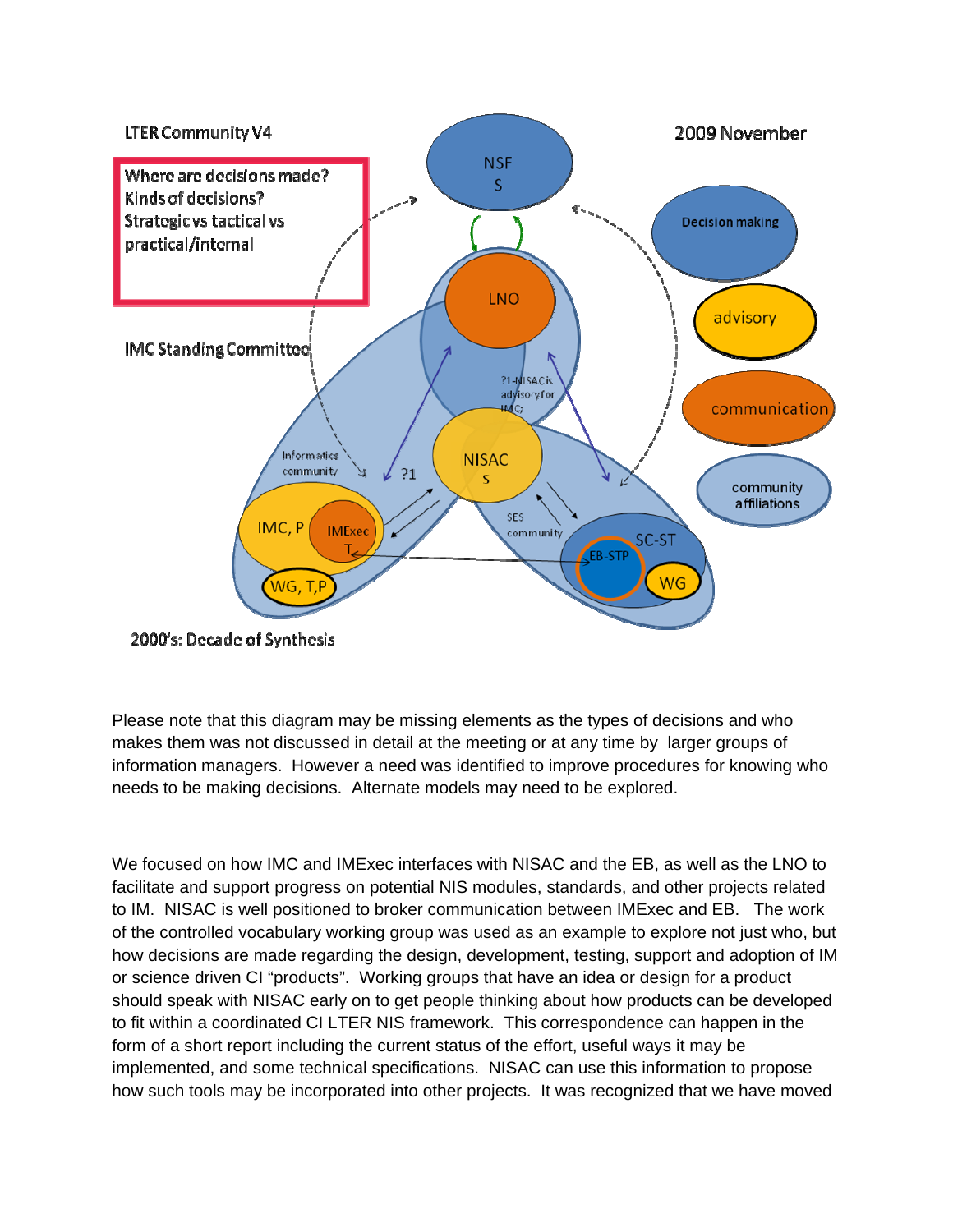LTER Community V4

2009 November

Where are decisions made?
Kinds of decisions?
Strategic vs tactical vs practical/internal

NSF S

LNO

IMC Standing Committee

?1-NISAC is advisory for IMC;

Decision making

advisory

communication

community affiliations

Informatics community

?1

NISAC S

IMC, P

IMExec T

SES community

SC-ST

EB-STP

WG

WG, T,P

2000's: Decade of Synthesis

Please note that this diagram may be missing elements as the types of decisions and who makes them was not discussed in detail at the meeting or at any time by larger groups of information managers. However a need was identified to improve procedures for knowing who needs to be making decisions. Alternate models may need to be explored.

We focused on how IMC and IMExec interfaces with NISAC and the EB, as well as the LNO to facilitate and support progress on potential NIS modules, standards, and other projects related to IM. NISAC is well positioned to broker communication between IMExec and EB. The work of the controlled vocabulary working group was used as an example to explore not just who, but how decisions are made regarding the design, development, testing, support and adoption of IM or science driven CI "products". Working groups that have an idea or design for a product should speak with NISAC early on to get people thinking about how products can be developed to fit within a coordinated CI LTER NIS framework. This correspondence can happen in the form of a short report including the current status of the effort, useful ways it may be implemented, and some technical specifications. NISAC can use this information to propose how such tools may be incorporated into other projects. It was recognized that we have moved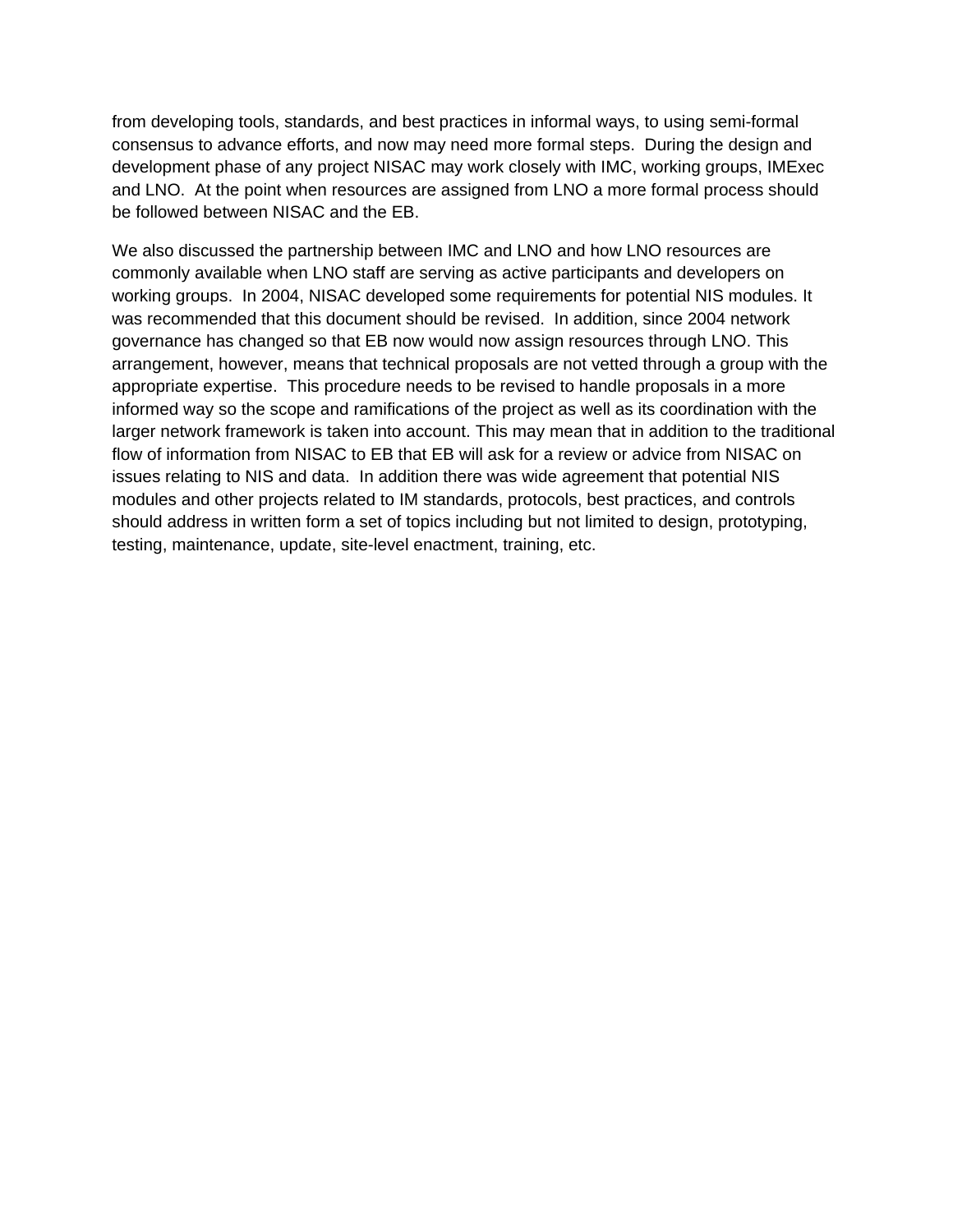from developing tools, standards, and best practices in informal ways, to using semi-formal consensus to advance efforts, and now may need more formal steps. During the design and development phase of any project NISAC may work closely with IMC, working groups, IMExec and LNO. At the point when resources are assigned from LNO a more formal process should be followed between NISAC and the EB.

We also discussed the partnership between IMC and LNO and how LNO resources are commonly available when LNO staff are serving as active participants and developers on working groups. In 2004, NISAC developed some requirements for potential NIS modules. It was recommended that this document should be revised. In addition, since 2004 network governance has changed so that EB now would now assign resources through LNO. This arrangement, however, means that technical proposals are not vetted through a group with the appropriate expertise. This procedure needs to be revised to handle proposals in a more informed way so the scope and ramifications of the project as well as its coordination with the larger network framework is taken into account. This may mean that in addition to the traditional flow of information from NISAC to EB that EB will ask for a review or advice from NISAC on issues relating to NIS and data. In addition there was wide agreement that potential NIS modules and other projects related to IM standards, protocols, best practices, and controls should address in written form a set of topics including but not limited to design, prototyping, testing, maintenance, update, site-level enactment, training, etc.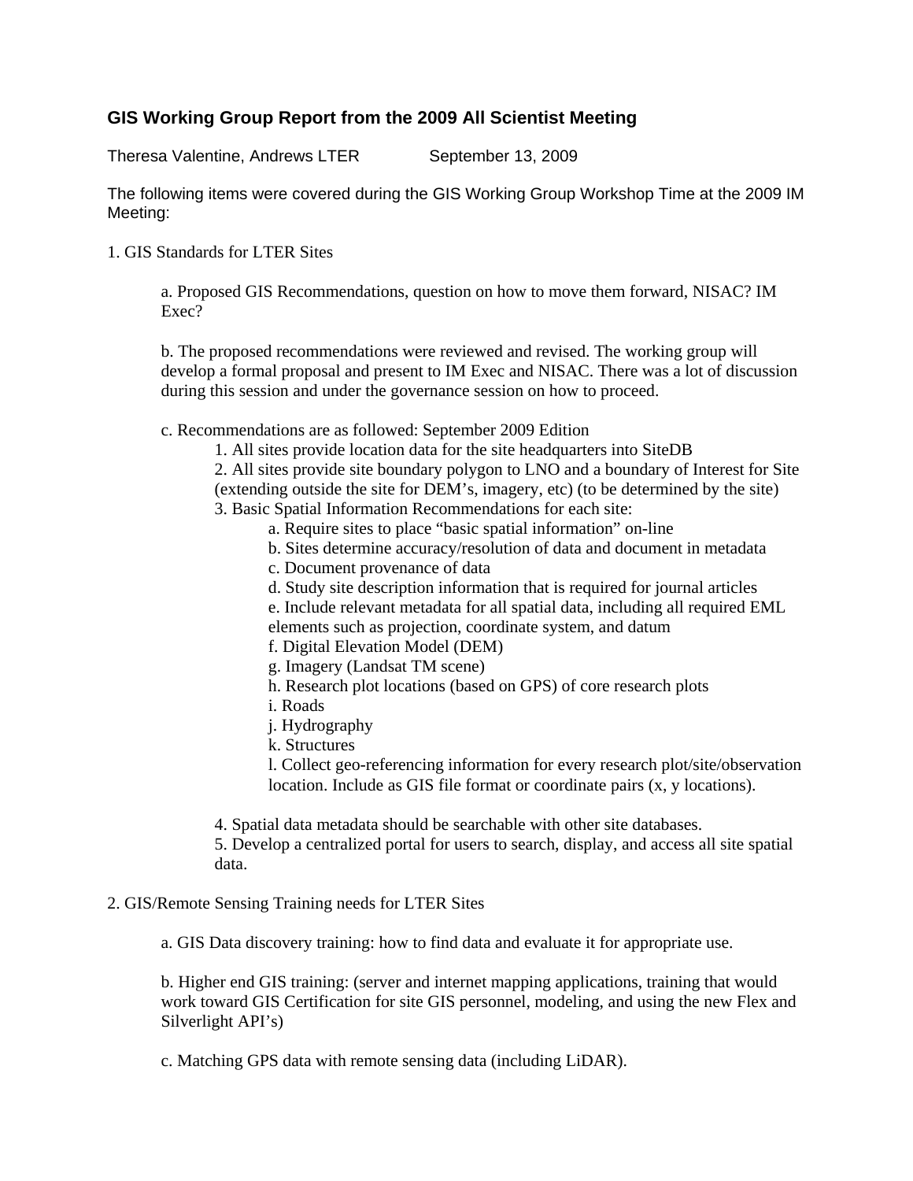## GIS Working Group Report from the 2009 All Scientist Meeting

Theresa Valentine, Andrews LTER September 13, 2009

The following items were covered during the GIS Working Group Workshop Time at the 2009 IM Meeting:

1. GIS Standards for LTER Sites

    a. Proposed GIS Recommendations, question on how to move them forward, NISAC? IM Exec?

    b. The proposed recommendations were reviewed and revised. The working group will develop a formal proposal and present to IM Exec and NISAC. There was a lot of discussion during this session and under the governance session on how to proceed.

    c. Recommendations are as followed: September 2009 Edition

        1. All sites provide location data for the site headquarters into SiteDB
        2. All sites provide site boundary polygon to LNO and a boundary of Interest for Site (extending outside the site for DEM's, imagery, etc) (to be determined by the site)
        3. Basic Spatial Information Recommendations for each site:
            a. Require sites to place "basic spatial information" on-line
            b. Sites determine accuracy/resolution of data and document in metadata
            c. Document provenance of data
            d. Study site description information that is required for journal articles
            e. Include relevant metadata for all spatial data, including all required EML elements such as projection, coordinate system, and datum
            f. Digital Elevation Model (DEM)
            g. Imagery (Landsat TM scene)
            h. Research plot locations (based on GPS) of core research plots
            i. Roads
            j. Hydrography
            k. Structures
            l. Collect geo-referencing information for every research plot/site/observation location. Include as GIS file format or coordinate pairs (x, y locations).

        4. Spatial data metadata should be searchable with other site databases.
        5. Develop a centralized portal for users to search, display, and access all site spatial data.

2. GIS/Remote Sensing Training needs for LTER Sites

    a. GIS Data discovery training: how to find data and evaluate it for appropriate use.

    b. Higher end GIS training: (server and internet mapping applications, training that would work toward GIS Certification for site GIS personnel, modeling, and using the new Flex and Silverlight API's)

    c. Matching GPS data with remote sensing data (including LiDAR).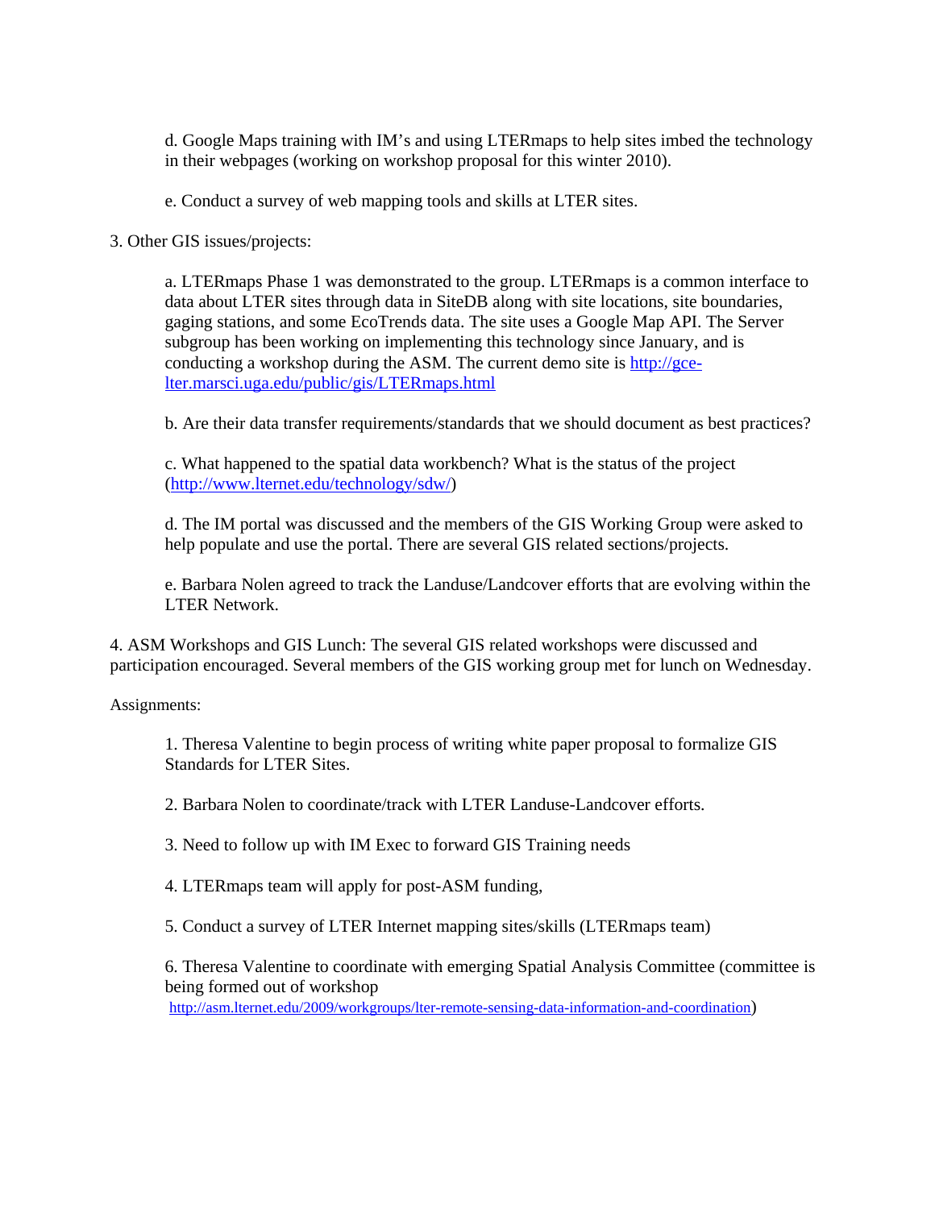d. Google Maps training with IM's and using LTERmaps to help sites imbed the technology in their webpages (working on workshop proposal for this winter 2010).

e. Conduct a survey of web mapping tools and skills at LTER sites.

3. Other GIS issues/projects:

a. LTERmaps Phase 1 was demonstrated to the group. LTERmaps is a common interface to data about LTER sites through data in SiteDB along with site locations, site boundaries, gaging stations, and some EcoTrends data. The site uses a Google Map API. The Server subgroup has been working on implementing this technology since January, and is conducting a workshop during the ASM. The current demo site is [http://gce-lter.marsci.uga.edu/public/gis/LTERmaps.html](http://gce-lter.marsci.uga.edu/public/gis/LTERmaps.html)

b. Are their data transfer requirements/standards that we should document as best practices?

c. What happened to the spatial data workbench? What is the status of the project ([http://www.lternet.edu/technology/sdw/](http://www.lternet.edu/technology/sdw/))

d. The IM portal was discussed and the members of the GIS Working Group were asked to help populate and use the portal. There are several GIS related sections/projects.

e. Barbara Nolen agreed to track the Landuse/Landcover efforts that are evolving within the LTER Network.

4. ASM Workshops and GIS Lunch: The several GIS related workshops were discussed and participation encouraged. Several members of the GIS working group met for lunch on Wednesday.

Assignments:

1. Theresa Valentine to begin process of writing white paper proposal to formalize GIS Standards for LTER Sites.

2. Barbara Nolen to coordinate/track with LTER Landuse-Landcover efforts.

3. Need to follow up with IM Exec to forward GIS Training needs

4. LTERmaps team will apply for post-ASM funding,

5. Conduct a survey of LTER Internet mapping sites/skills (LTERmaps team)

6. Theresa Valentine to coordinate with emerging Spatial Analysis Committee (committee is being formed out of workshop [http://asm.lternet.edu/2009/workgroups/lter-remote-sensing-data-information-and-coordination](http://asm.lternet.edu/2009/workgroups/lter-remote-sensing-data-information-and-coordination))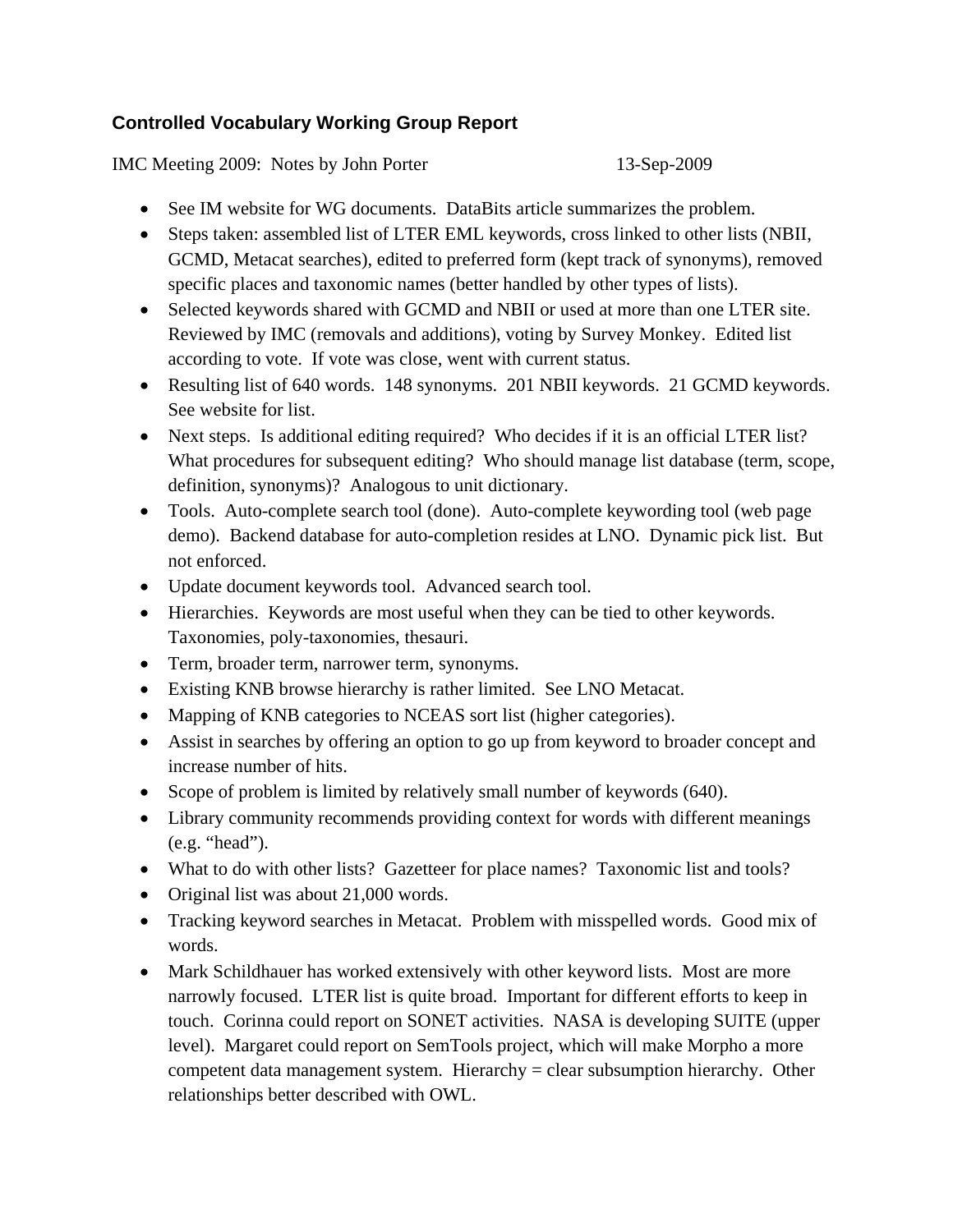## Controlled Vocabulary Working Group Report

IMC Meeting 2009: Notes by John Porter 13-Sep-2009

- See IM website for WG documents. DataBits article summarizes the problem.
- Steps taken: assembled list of LTER EML keywords, cross linked to other lists (NBII, GCMD, Metacat searches), edited to preferred form (kept track of synonyms), removed specific places and taxonomic names (better handled by other types of lists).
- Selected keywords shared with GCMD and NBII or used at more than one LTER site. Reviewed by IMC (removals and additions), voting by Survey Monkey. Edited list according to vote. If vote was close, went with current status.
- Resulting list of 640 words. 148 synonyms. 201 NBII keywords. 21 GCMD keywords. See website for list.
- Next steps. Is additional editing required? Who decides if it is an official LTER list? What procedures for subsequent editing? Who should manage list database (term, scope, definition, synonyms)? Analogous to unit dictionary.
- Tools. Auto-complete search tool (done). Auto-complete keywording tool (web page demo). Backend database for auto-completion resides at LNO. Dynamic pick list. But not enforced.
- Update document keywords tool. Advanced search tool.
- Hierarchies. Keywords are most useful when they can be tied to other keywords. Taxonomies, poly-taxonomies, thesauri.
- Term, broader term, narrower term, synonyms.
- Existing KNB browse hierarchy is rather limited. See LNO Metacat.
- Mapping of KNB categories to NCEAS sort list (higher categories).
- Assist in searches by offering an option to go up from keyword to broader concept and increase number of hits.
- Scope of problem is limited by relatively small number of keywords (640).
- Library community recommends providing context for words with different meanings (e.g. "head").
- What to do with other lists? Gazetteer for place names? Taxonomic list and tools?
- Original list was about 21,000 words.
- Tracking keyword searches in Metacat. Problem with misspelled words. Good mix of words.
- Mark Schildhauer has worked extensively with other keyword lists. Most are more narrowly focused. LTER list is quite broad. Important for different efforts to keep in touch. Corinna could report on SONET activities. NASA is developing SUITE (upper level). Margaret could report on SemTools project, which will make Morpho a more competent data management system. Hierarchy = clear subsumption hierarchy. Other relationships better described with OWL.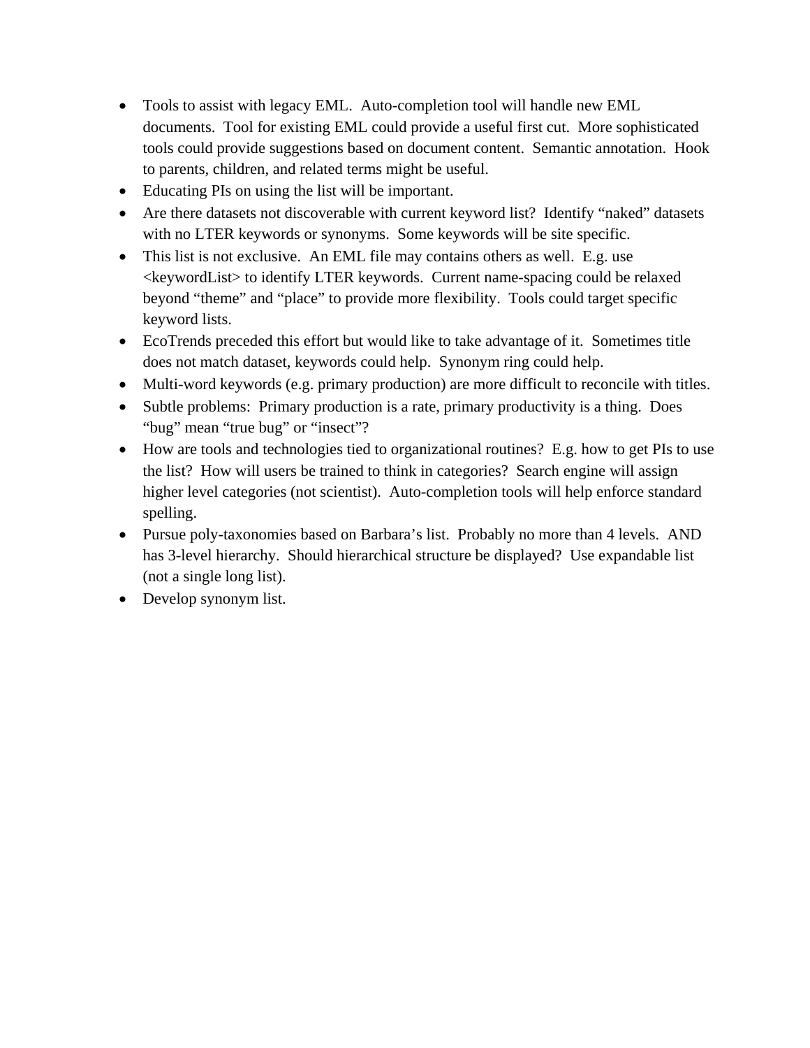- Tools to assist with legacy EML. Auto-completion tool will handle new EML documents. Tool for existing EML could provide a useful first cut. More sophisticated tools could provide suggestions based on document content. Semantic annotation. Hook to parents, children, and related terms might be useful.
- Educating PIs on using the list will be important.
- Are there datasets not discoverable with current keyword list? Identify "naked" datasets with no LTER keywords or synonyms. Some keywords will be site specific.
- This list is not exclusive. An EML file may contains others as well. E.g. use <keywordList> to identify LTER keywords. Current name-spacing could be relaxed beyond "theme" and "place" to provide more flexibility. Tools could target specific keyword lists.
- EcoTrends preceded this effort but would like to take advantage of it. Sometimes title does not match dataset, keywords could help. Synonym ring could help.
- Multi-word keywords (e.g. primary production) are more difficult to reconcile with titles.
- Subtle problems: Primary production is a rate, primary productivity is a thing. Does "bug" mean "true bug" or "insect"?
- How are tools and technologies tied to organizational routines? E.g. how to get PIs to use the list? How will users be trained to think in categories? Search engine will assign higher level categories (not scientist). Auto-completion tools will help enforce standard spelling.
- Pursue poly-taxonomies based on Barbara's list. Probably no more than 4 levels. AND has 3-level hierarchy. Should hierarchical structure be displayed? Use expandable list (not a single long list).
- Develop synonym list.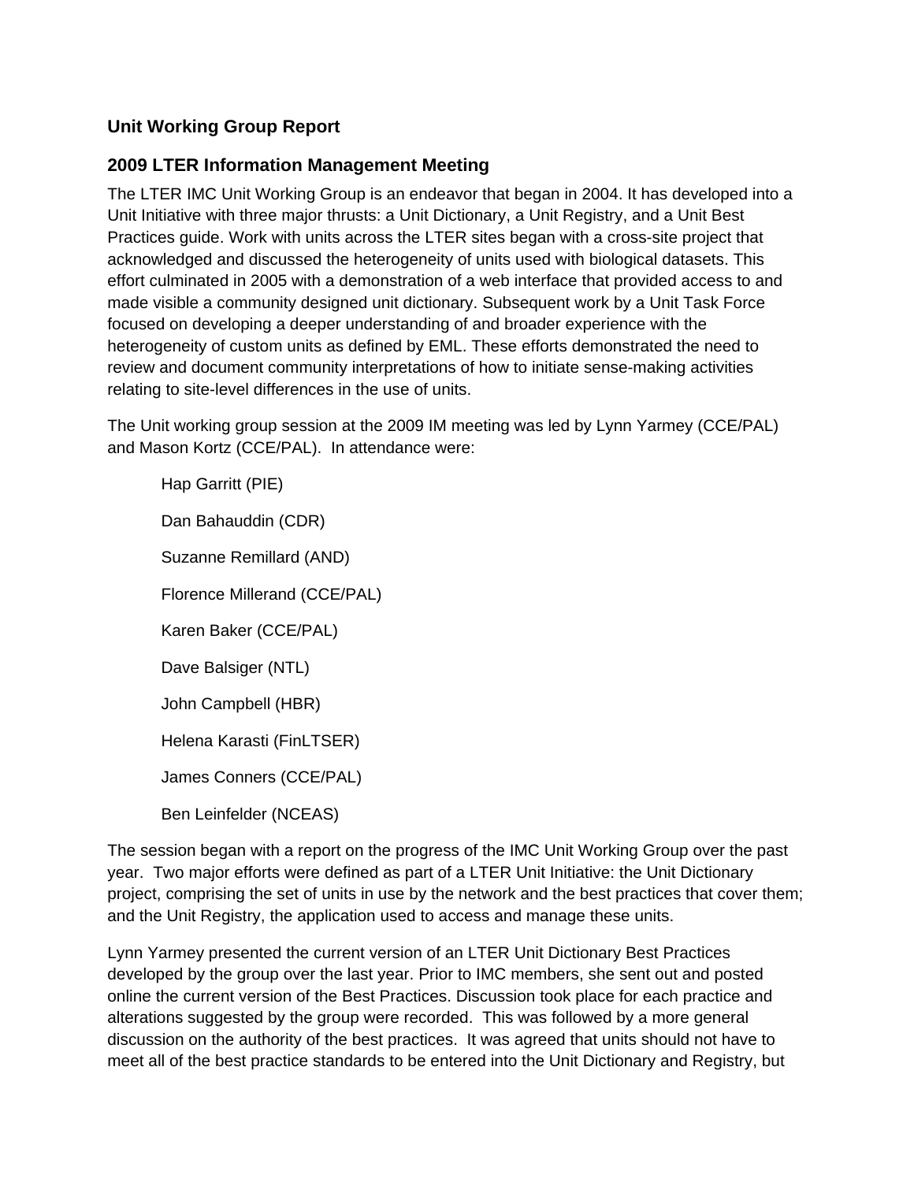### Unit Working Group Report

### 2009 LTER Information Management Meeting

The LTER IMC Unit Working Group is an endeavor that began in 2004. It has developed into a Unit Initiative with three major thrusts: a Unit Dictionary, a Unit Registry, and a Unit Best Practices guide. Work with units across the LTER sites began with a cross-site project that acknowledged and discussed the heterogeneity of units used with biological datasets. This effort culminated in 2005 with a demonstration of a web interface that provided access to and made visible a community designed unit dictionary. Subsequent work by a Unit Task Force focused on developing a deeper understanding of and broader experience with the heterogeneity of custom units as defined by EML. These efforts demonstrated the need to review and document community interpretations of how to initiate sense-making activities relating to site-level differences in the use of units.

The Unit working group session at the 2009 IM meeting was led by Lynn Yarmey (CCE/PAL) and Mason Kortz (CCE/PAL). In attendance were:

- Hap Garritt (PIE)
- Dan Bahauddin (CDR)
- Suzanne Remillard (AND)
- Florence Millerand (CCE/PAL)
- Karen Baker (CCE/PAL)
- Dave Balsiger (NTL)
- John Campbell (HBR)
- Helena Karasti (FinLTSER)
- James Conners (CCE/PAL)
- Ben Leinfelder (NCEAS)

The session began with a report on the progress of the IMC Unit Working Group over the past year. Two major efforts were defined as part of a LTER Unit Initiative: the Unit Dictionary project, comprising the set of units in use by the network and the best practices that cover them; and the Unit Registry, the application used to access and manage these units.

Lynn Yarmey presented the current version of an LTER Unit Dictionary Best Practices developed by the group over the last year. Prior to IMC members, she sent out and posted online the current version of the Best Practices. Discussion took place for each practice and alterations suggested by the group were recorded. This was followed by a more general discussion on the authority of the best practices. It was agreed that units should not have to meet all of the best practice standards to be entered into the Unit Dictionary and Registry, but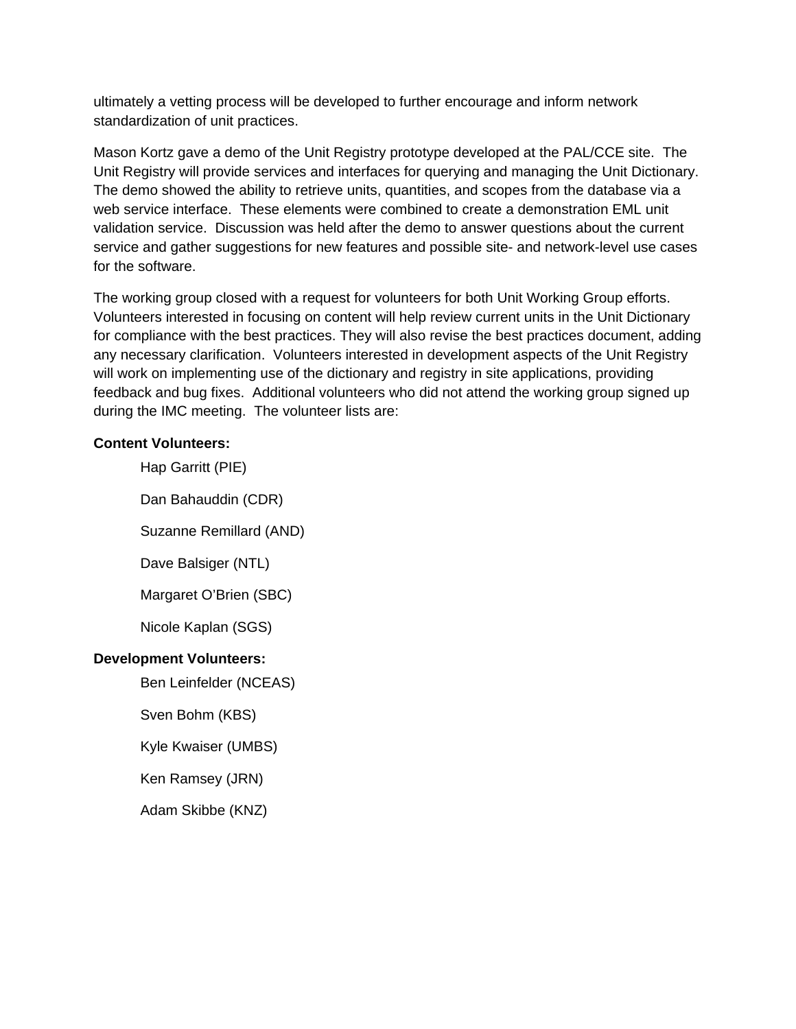ultimately a vetting process will be developed to further encourage and inform network standardization of unit practices.

Mason Kortz gave a demo of the Unit Registry prototype developed at the PAL/CCE site. The Unit Registry will provide services and interfaces for querying and managing the Unit Dictionary. The demo showed the ability to retrieve units, quantities, and scopes from the database via a web service interface. These elements were combined to create a demonstration EML unit validation service. Discussion was held after the demo to answer questions about the current service and gather suggestions for new features and possible site- and network-level use cases for the software.

The working group closed with a request for volunteers for both Unit Working Group efforts. Volunteers interested in focusing on content will help review current units in the Unit Dictionary for compliance with the best practices. They will also revise the best practices document, adding any necessary clarification. Volunteers interested in development aspects of the Unit Registry will work on implementing use of the dictionary and registry in site applications, providing feedback and bug fixes. Additional volunteers who did not attend the working group signed up during the IMC meeting. The volunteer lists are:

**Content Volunteers:**

- Hap Garritt (PIE)
- Dan Bahauddin (CDR)
- Suzanne Remillard (AND)
- Dave Balsiger (NTL)
- Margaret O'Brien (SBC)
- Nicole Kaplan (SGS)

**Development Volunteers:**

- Ben Leinfelder (NCEAS)
- Sven Bohm (KBS)
- Kyle Kwaiser (UMBS)
- Ken Ramsey (JRN)
- Adam Skibbe (KNZ)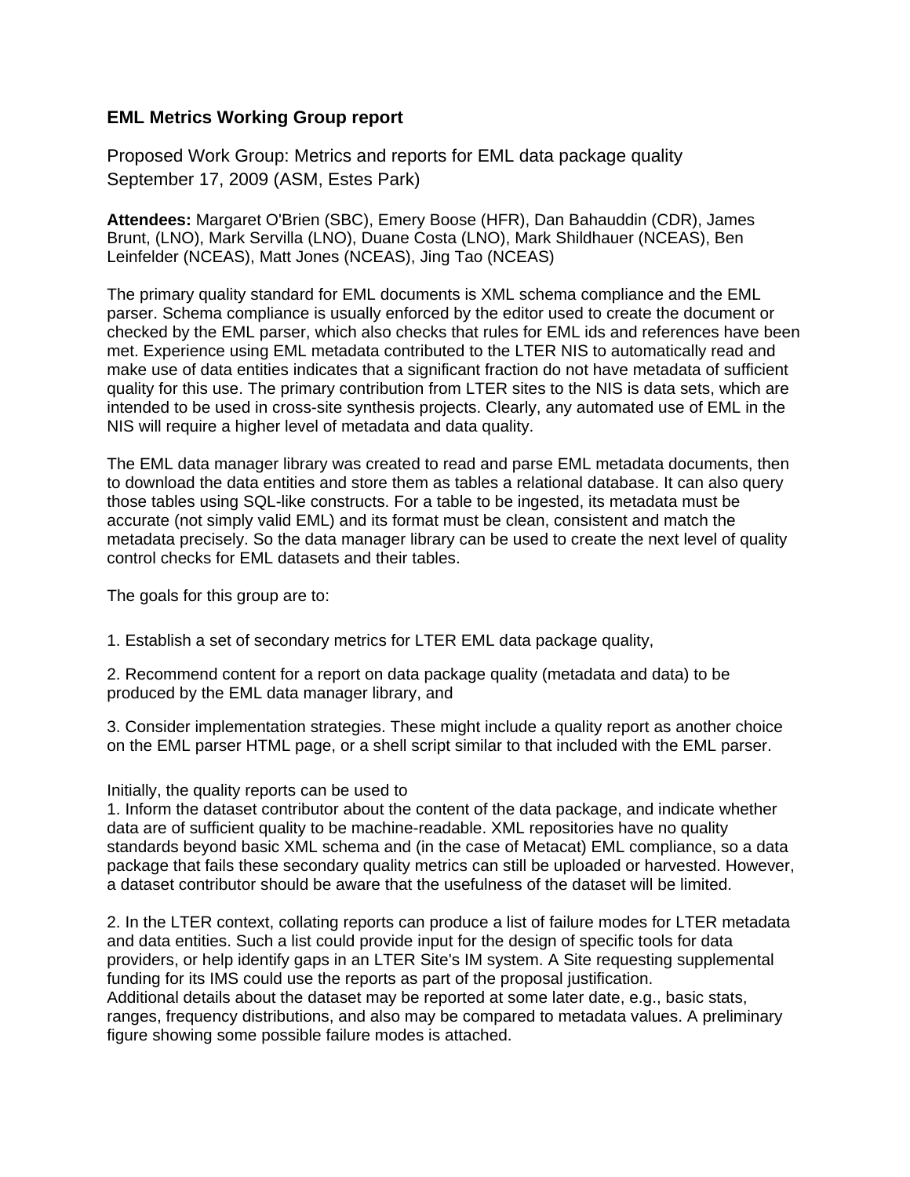## EML Metrics Working Group report

Proposed Work Group: Metrics and reports for EML data package quality
September 17, 2009 (ASM, Estes Park)

**Attendees:** Margaret O'Brien (SBC), Emery Boose (HFR), Dan Bahauddin (CDR), James Brunt, (LNO), Mark Servilla (LNO), Duane Costa (LNO), Mark Shildhauer (NCEAS), Ben Leinfelder (NCEAS), Matt Jones (NCEAS), Jing Tao (NCEAS)

The primary quality standard for EML documents is XML schema compliance and the EML parser. Schema compliance is usually enforced by the editor used to create the document or checked by the EML parser, which also checks that rules for EML ids and references have been met. Experience using EML metadata contributed to the LTER NIS to automatically read and make use of data entities indicates that a significant fraction do not have metadata of sufficient quality for this use. The primary contribution from LTER sites to the NIS is data sets, which are intended to be used in cross-site synthesis projects. Clearly, any automated use of EML in the NIS will require a higher level of metadata and data quality.

The EML data manager library was created to read and parse EML metadata documents, then to download the data entities and store them as tables a relational database. It can also query those tables using SQL-like constructs. For a table to be ingested, its metadata must be accurate (not simply valid EML) and its format must be clean, consistent and match the metadata precisely. So the data manager library can be used to create the next level of quality control checks for EML datasets and their tables.

The goals for this group are to:

1. Establish a set of secondary metrics for LTER EML data package quality,

2. Recommend content for a report on data package quality (metadata and data) to be produced by the EML data manager library, and

3. Consider implementation strategies. These might include a quality report as another choice on the EML parser HTML page, or a shell script similar to that included with the EML parser.

Initially, the quality reports can be used to

1. Inform the dataset contributor about the content of the data package, and indicate whether data are of sufficient quality to be machine-readable. XML repositories have no quality standards beyond basic XML schema and (in the case of Metacat) EML compliance, so a data package that fails these secondary quality metrics can still be uploaded or harvested. However, a dataset contributor should be aware that the usefulness of the dataset will be limited.

2. In the LTER context, collating reports can produce a list of failure modes for LTER metadata and data entities. Such a list could provide input for the design of specific tools for data providers, or help identify gaps in an LTER Site's IM system. A Site requesting supplemental funding for its IMS could use the reports as part of the proposal justification.

Additional details about the dataset may be reported at some later date, e.g., basic stats, ranges, frequency distributions, and also may be compared to metadata values. A preliminary figure showing some possible failure modes is attached.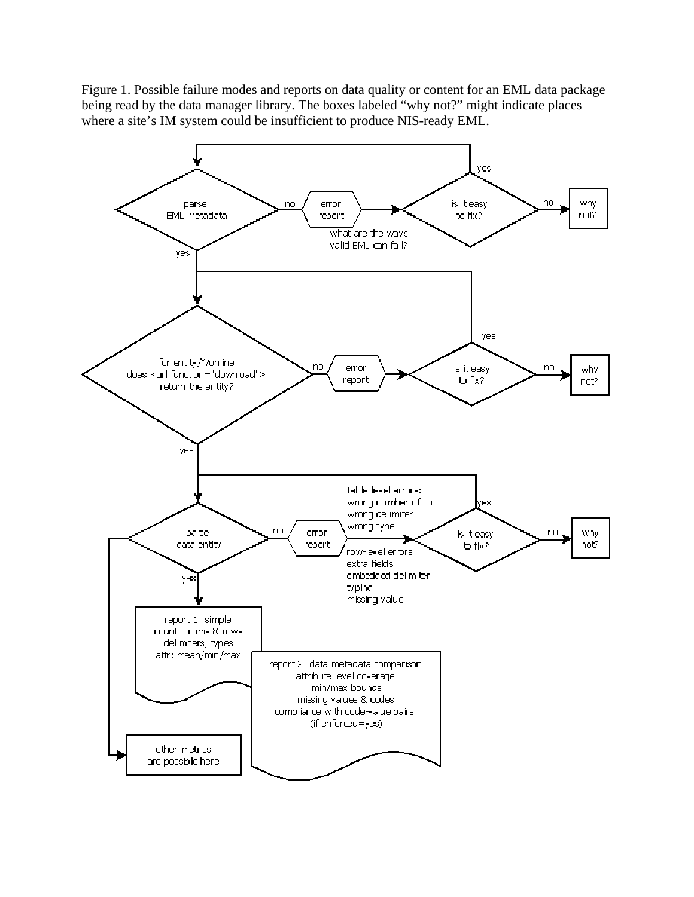Figure 1. Possible failure modes and reports on data quality or content for an EML data package being read by the data manager library. The boxes labeled "why not?" might indicate places where a site's IM system could be insufficient to produce NIS-ready EML.

parse EML metadata

no → error report → is it easy to fix? (yes → back to parse EML metadata; no → why not?)

what are the ways valid EML can fail?

yes ↓

for entity/*/online does <url function="download"> return the entity?

no → error report → is it easy to fix? (yes → back to entity check; no → why not?)

yes ↓

parse data entity

no → error report → is it easy to fix? (yes → back to parse data entity; no → why not?)

table-level errors:
wrong number of col
wrong delimiter
wrong type

row-level errors:
extra fields
embedded delimiter
typing
missing value

yes ↓

report 1: simple
count colums & rows
delimiters, types
attr: mean/min/max

report 2: data-metadata comparison
attribute level coverage
min/max bounds
missing values & codes
compliance with code-value pairs
(if enforced=yes)

other metrics are possble here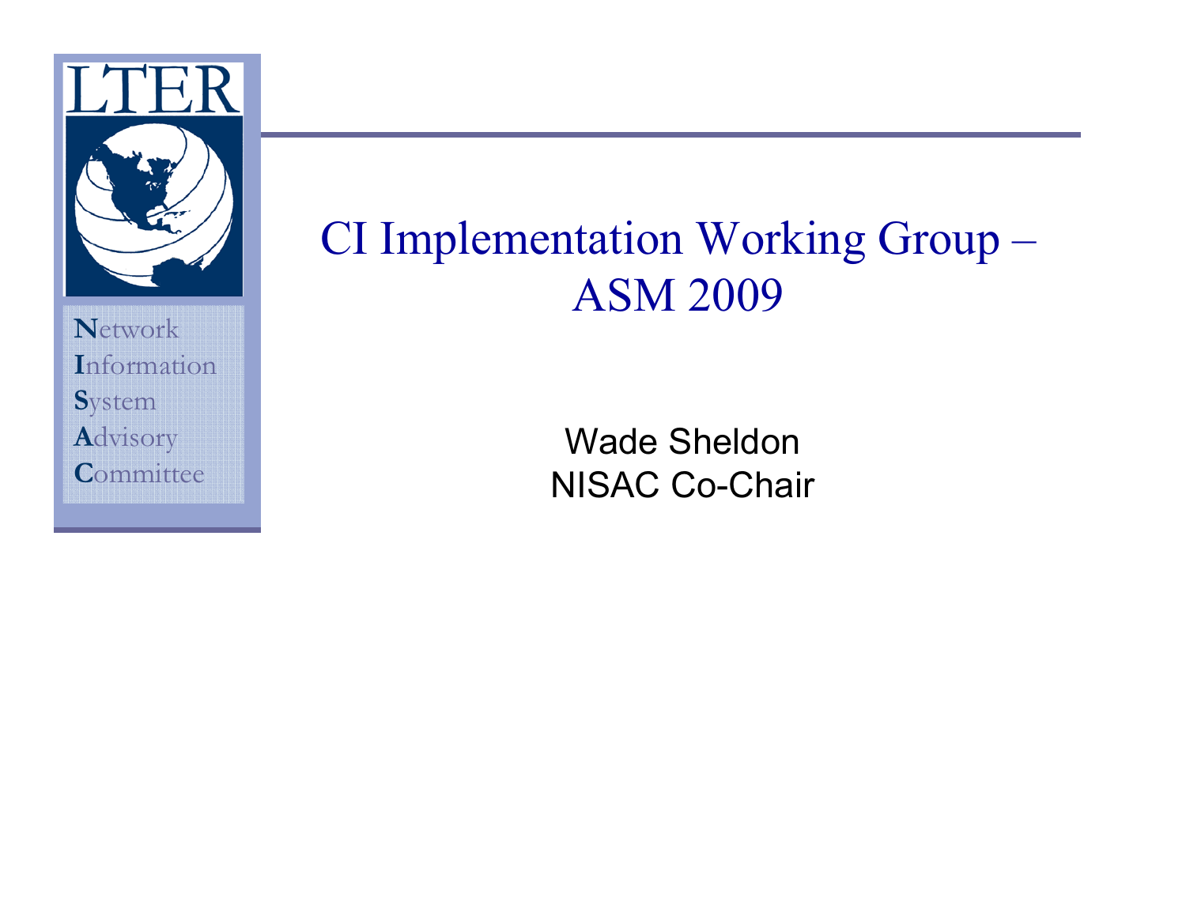LTER

Network
Information
System
Advisory
Committee

# CI Implementation Working Group – ASM 2009

Wade Sheldon
NISAC Co-Chair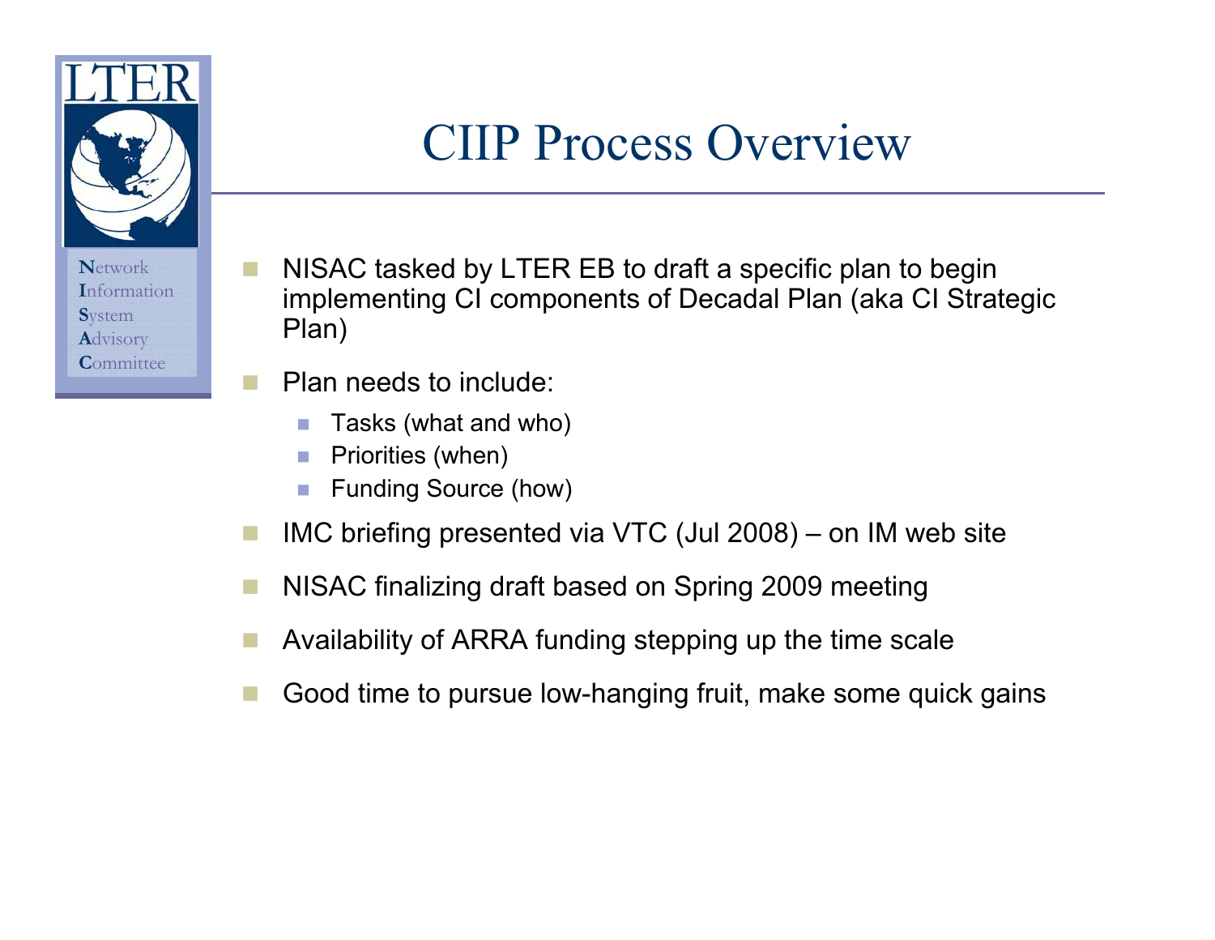# CIIP Process Overview

Network
Information
System
Advisory
Committee

- NISAC tasked by LTER EB to draft a specific plan to begin implementing CI components of Decadal Plan (aka CI Strategic Plan)
- Plan needs to include:
  - Tasks (what and who)
  - Priorities (when)
  - Funding Source (how)
- IMC briefing presented via VTC (Jul 2008) – on IM web site
- NISAC finalizing draft based on Spring 2009 meeting
- Availability of ARRA funding stepping up the time scale
- Good time to pursue low-hanging fruit, make some quick gains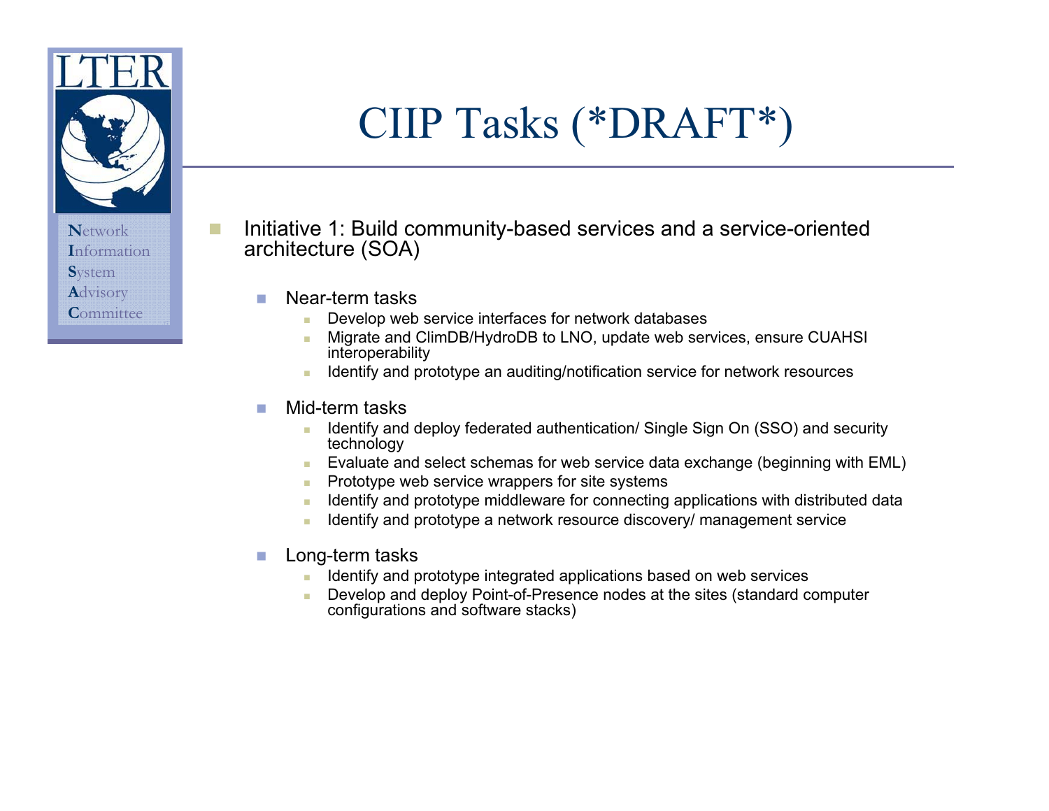# CIIP Tasks (*DRAFT*)

- Initiative 1: Build community-based services and a service-oriented architecture (SOA)
  - Near-term tasks
    - Develop web service interfaces for network databases
    - Migrate and ClimDB/HydroDB to LNO, update web services, ensure CUAHSI interoperability
    - Identify and prototype an auditing/notification service for network resources
  - Mid-term tasks
    - Identify and deploy federated authentication/ Single Sign On (SSO) and security technology
    - Evaluate and select schemas for web service data exchange (beginning with EML)
    - Prototype web service wrappers for site systems
    - Identify and prototype middleware for connecting applications with distributed data
    - Identify and prototype a network resource discovery/ management service
  - Long-term tasks
    - Identify and prototype integrated applications based on web services
    - Develop and deploy Point-of-Presence nodes at the sites (standard computer configurations and software stacks)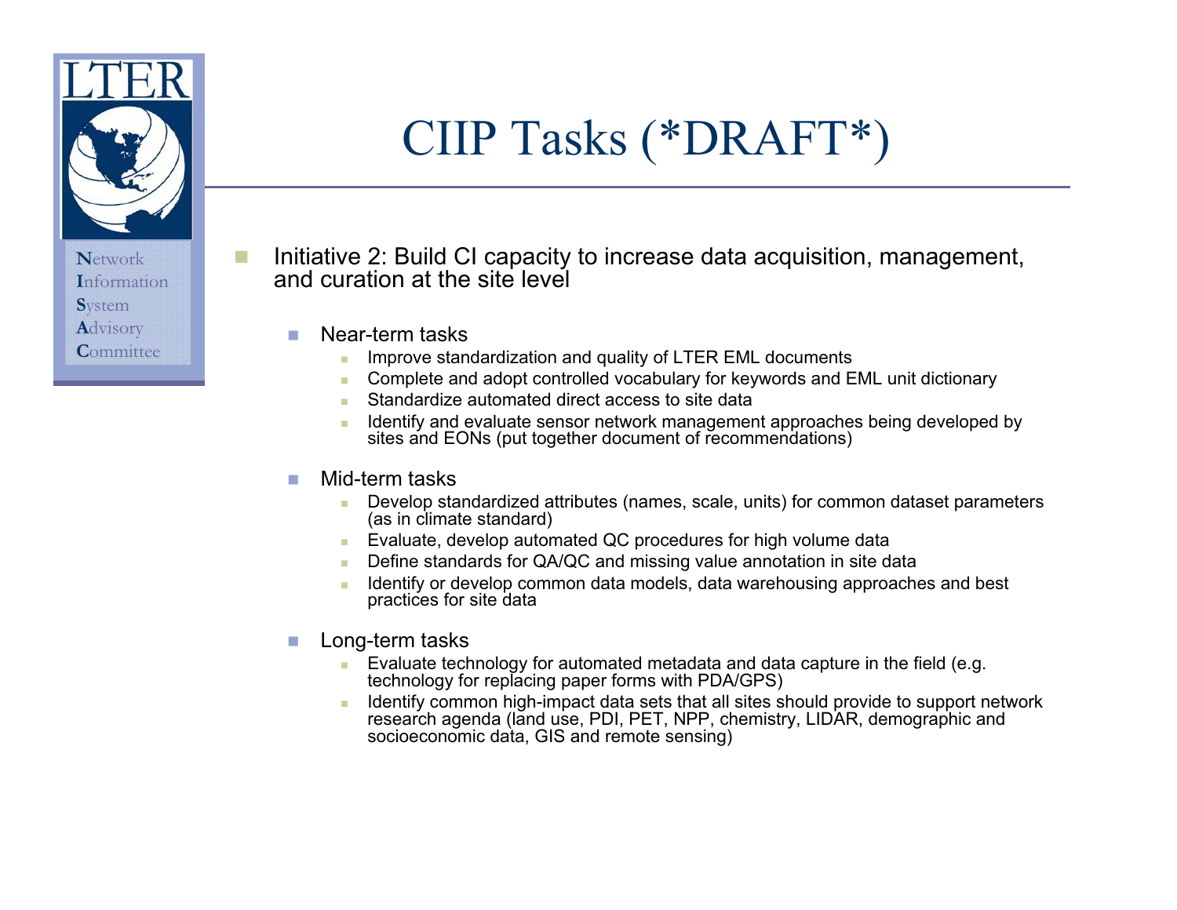# CIIP Tasks (*DRAFT*)

- Initiative 2: Build CI capacity to increase data acquisition, management, and curation at the site level
  - Near-term tasks
    - Improve standardization and quality of LTER EML documents
    - Complete and adopt controlled vocabulary for keywords and EML unit dictionary
    - Standardize automated direct access to site data
    - Identify and evaluate sensor network management approaches being developed by sites and EONs (put together document of recommendations)
  - Mid-term tasks
    - Develop standardized attributes (names, scale, units) for common dataset parameters (as in climate standard)
    - Evaluate, develop automated QC procedures for high volume data
    - Define standards for QA/QC and missing value annotation in site data
    - Identify or develop common data models, data warehousing approaches and best practices for site data
  - Long-term tasks
    - Evaluate technology for automated metadata and data capture in the field (e.g. technology for replacing paper forms with PDA/GPS)
    - Identify common high-impact data sets that all sites should provide to support network research agenda (land use, PDI, PET, NPP, chemistry, LIDAR, demographic and socioeconomic data, GIS and remote sensing)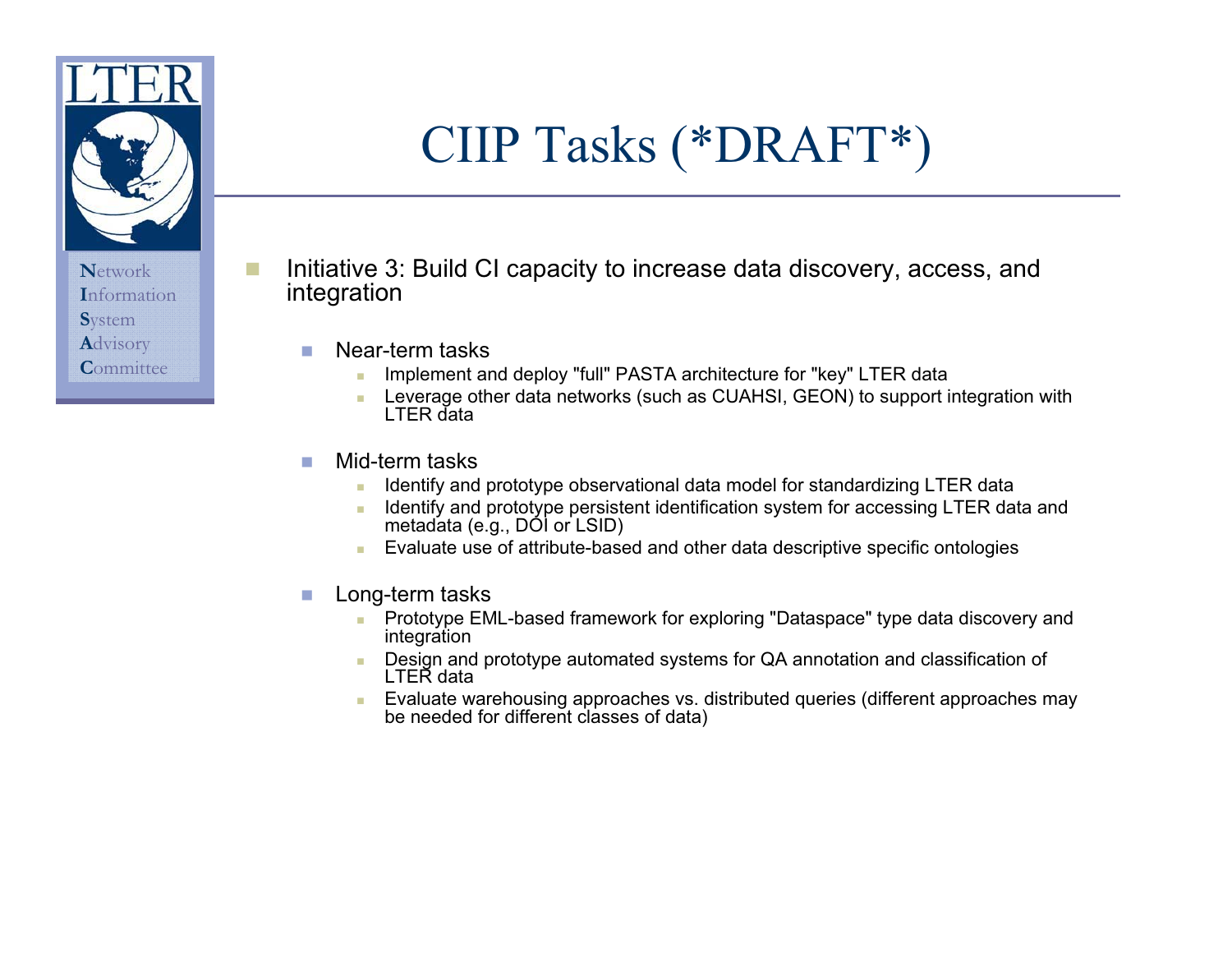# CIIP Tasks (*DRAFT*)

- Initiative 3: Build CI capacity to increase data discovery, access, and integration
  - Near-term tasks
    - Implement and deploy "full" PASTA architecture for "key" LTER data
    - Leverage other data networks (such as CUAHSI, GEON) to support integration with LTER data
  - Mid-term tasks
    - Identify and prototype observational data model for standardizing LTER data
    - Identify and prototype persistent identification system for accessing LTER data and metadata (e.g., DOI or LSID)
    - Evaluate use of attribute-based and other data descriptive specific ontologies
  - Long-term tasks
    - Prototype EML-based framework for exploring "Dataspace" type data discovery and integration
    - Design and prototype automated systems for QA annotation and classification of LTER data
    - Evaluate warehousing approaches vs. distributed queries (different approaches may be needed for different classes of data)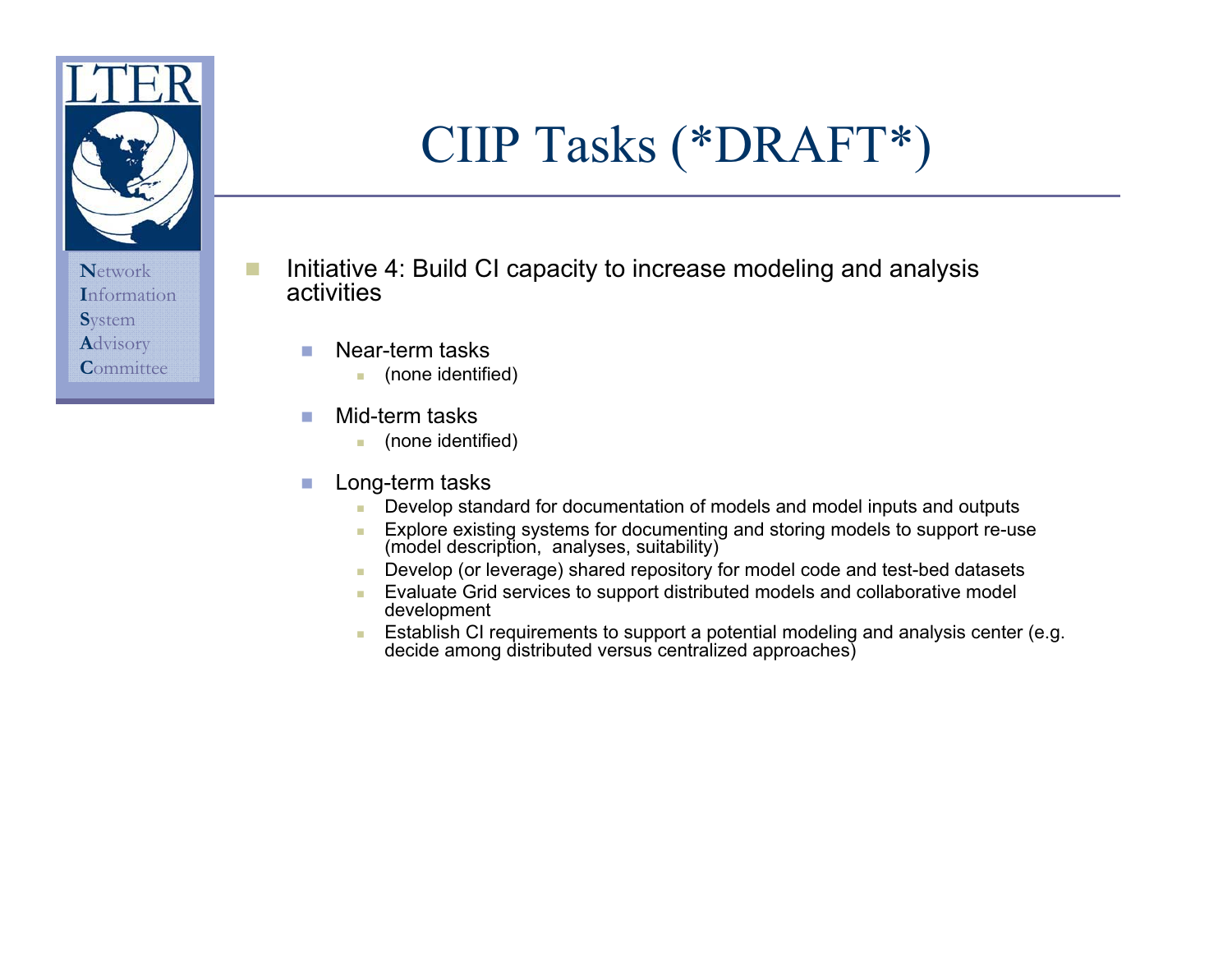# CIIP Tasks (*DRAFT*)

- Initiative 4: Build CI capacity to increase modeling and analysis activities
  - Near-term tasks
    - (none identified)
  - Mid-term tasks
    - (none identified)
  - Long-term tasks
    - Develop standard for documentation of models and model inputs and outputs
    - Explore existing systems for documenting and storing models to support re-use (model description, analyses, suitability)
    - Develop (or leverage) shared repository for model code and test-bed datasets
    - Evaluate Grid services to support distributed models and collaborative model development
    - Establish CI requirements to support a potential modeling and analysis center (e.g. decide among distributed versus centralized approaches)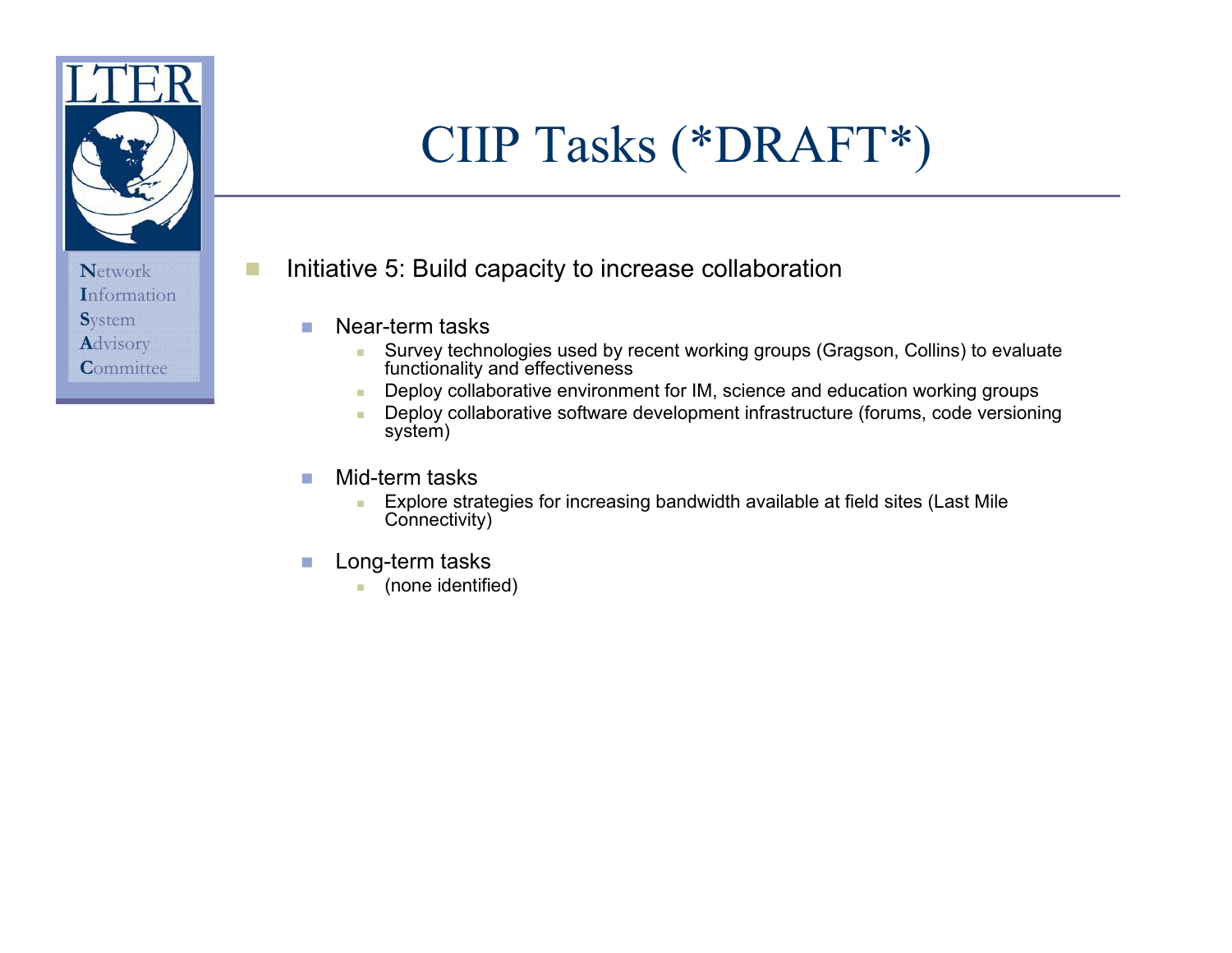# CIIP Tasks (*DRAFT*)

- Initiative 5: Build capacity to increase collaboration
  - Near-term tasks
    - Survey technologies used by recent working groups (Gragson, Collins) to evaluate functionality and effectiveness
    - Deploy collaborative environment for IM, science and education working groups
    - Deploy collaborative software development infrastructure (forums, code versioning system)
  - Mid-term tasks
    - Explore strategies for increasing bandwidth available at field sites (Last Mile Connectivity)
  - Long-term tasks
    - (none identified)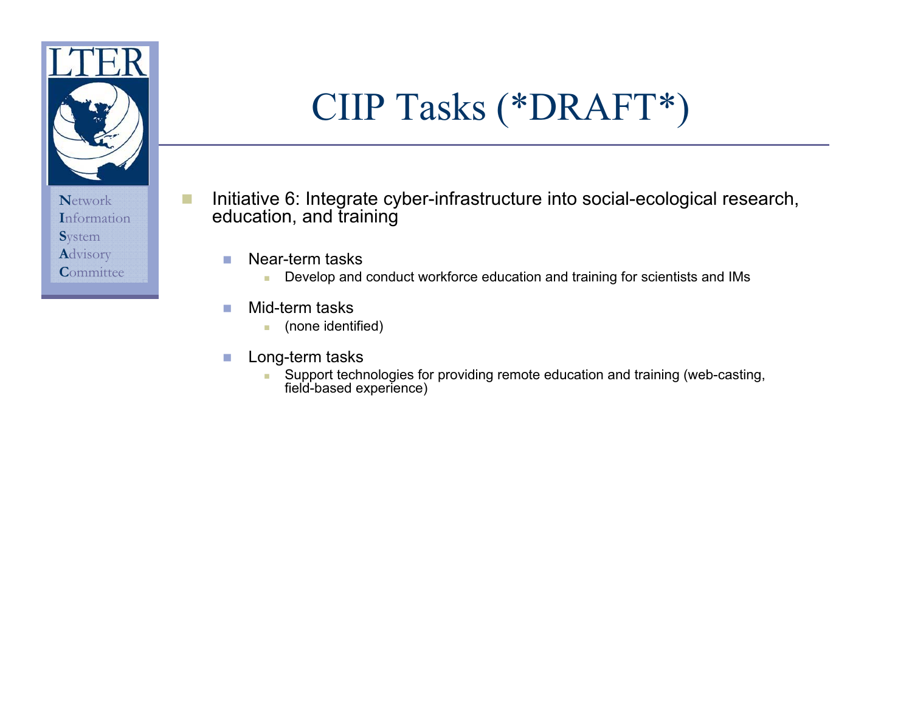# CIIP Tasks (*DRAFT*)

- Initiative 6: Integrate cyber-infrastructure into social-ecological research, education, and training
  - Near-term tasks
    - Develop and conduct workforce education and training for scientists and IMs
  - Mid-term tasks
    - (none identified)
  - Long-term tasks
    - Support technologies for providing remote education and training (web-casting, field-based experience)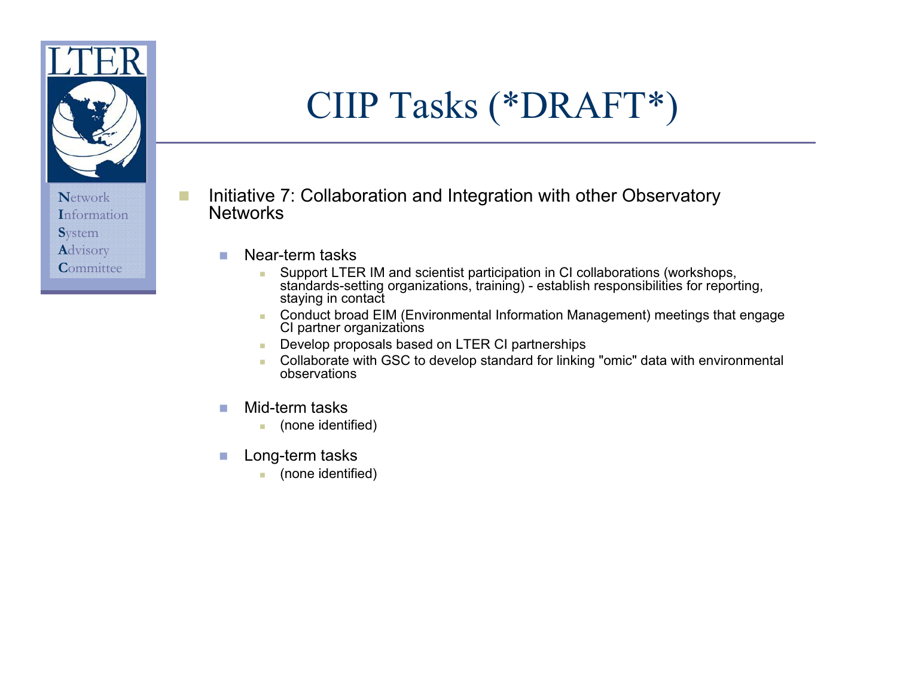# CIIP Tasks (*DRAFT*)

- Initiative 7: Collaboration and Integration with other Observatory Networks
  - Near-term tasks
    - Support LTER IM and scientist participation in CI collaborations (workshops, standards-setting organizations, training) - establish responsibilities for reporting, staying in contact
    - Conduct broad EIM (Environmental Information Management) meetings that engage CI partner organizations
    - Develop proposals based on LTER CI partnerships
    - Collaborate with GSC to develop standard for linking "omic" data with environmental observations
  - Mid-term tasks
    - (none identified)
  - Long-term tasks
    - (none identified)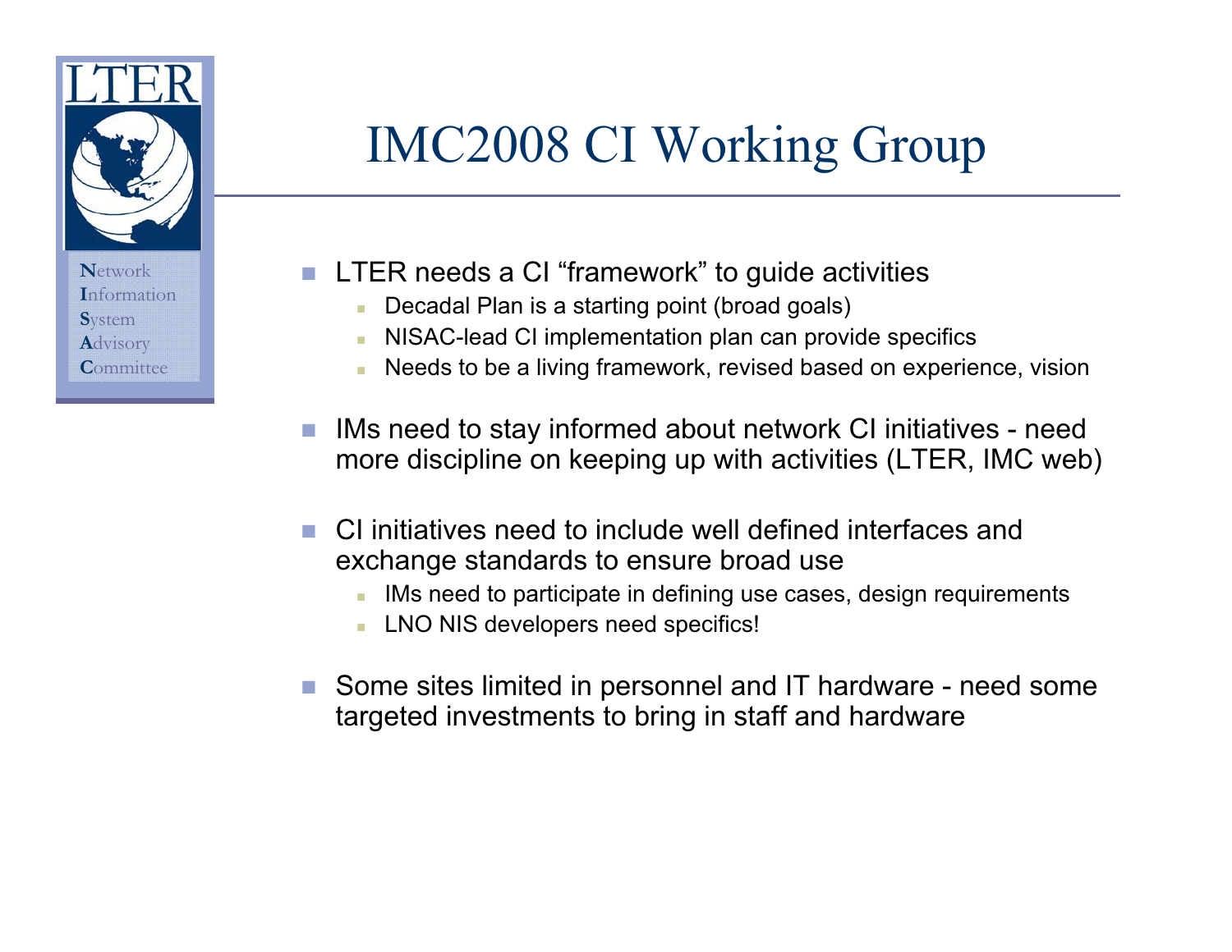LTER

Network
Information
System
Advisory
Committee

# IMC2008 CI Working Group

- LTER needs a CI "framework" to guide activities
  - Decadal Plan is a starting point (broad goals)
  - NISAC-lead CI implementation plan can provide specifics
  - Needs to be a living framework, revised based on experience, vision
- IMs need to stay informed about network CI initiatives - need more discipline on keeping up with activities (LTER, IMC web)
- CI initiatives need to include well defined interfaces and exchange standards to ensure broad use
  - IMs need to participate in defining use cases, design requirements
  - LNO NIS developers need specifics!
- Some sites limited in personnel and IT hardware - need some targeted investments to bring in staff and hardware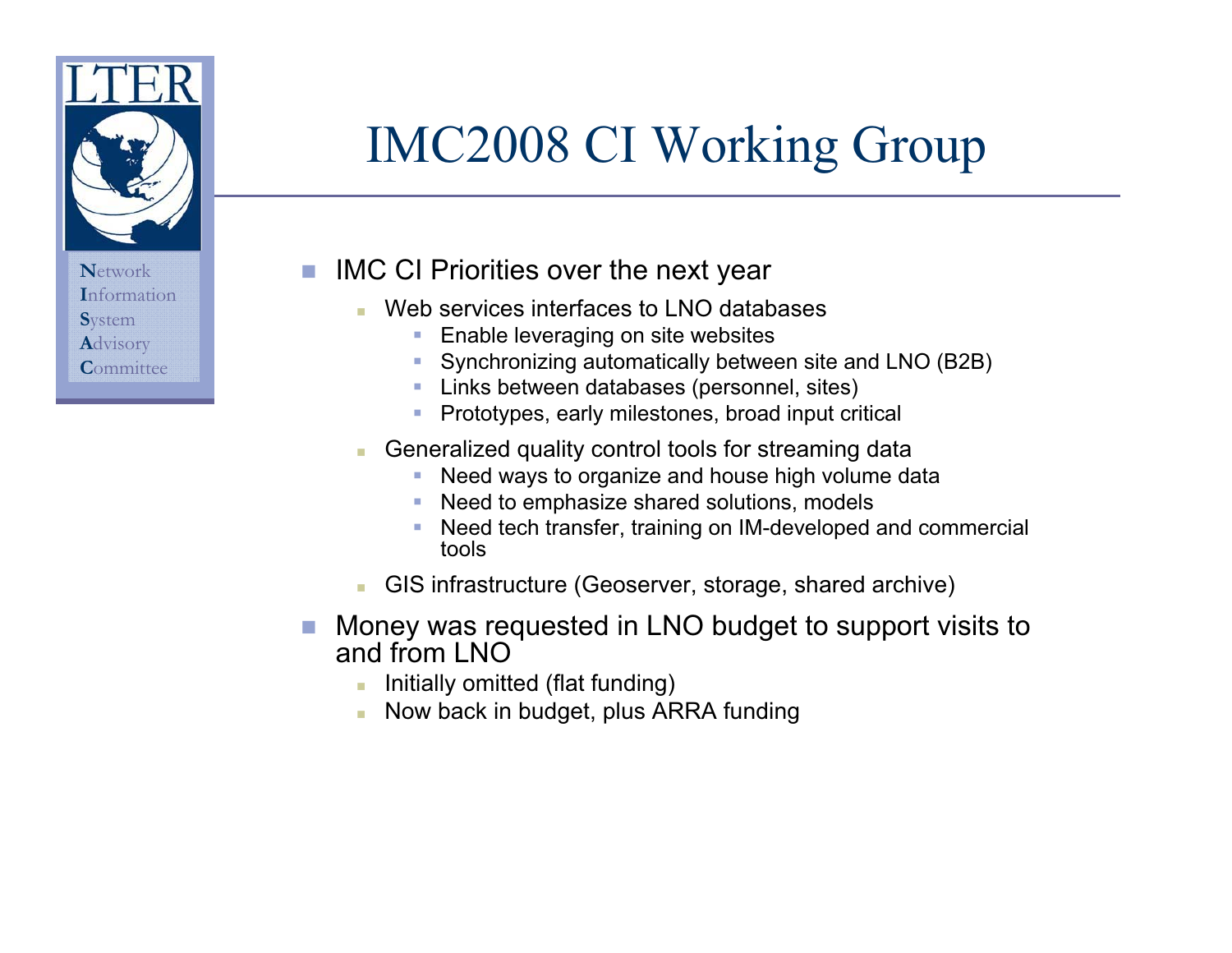# IMC2008 CI Working Group

- IMC CI Priorities over the next year
  - Web services interfaces to LNO databases
    - Enable leveraging on site websites
    - Synchronizing automatically between site and LNO (B2B)
    - Links between databases (personnel, sites)
    - Prototypes, early milestones, broad input critical
  - Generalized quality control tools for streaming data
    - Need ways to organize and house high volume data
    - Need to emphasize shared solutions, models
    - Need tech transfer, training on IM-developed and commercial tools
  - GIS infrastructure (Geoserver, storage, shared archive)
- Money was requested in LNO budget to support visits to and from LNO
  - Initially omitted (flat funding)
  - Now back in budget, plus ARRA funding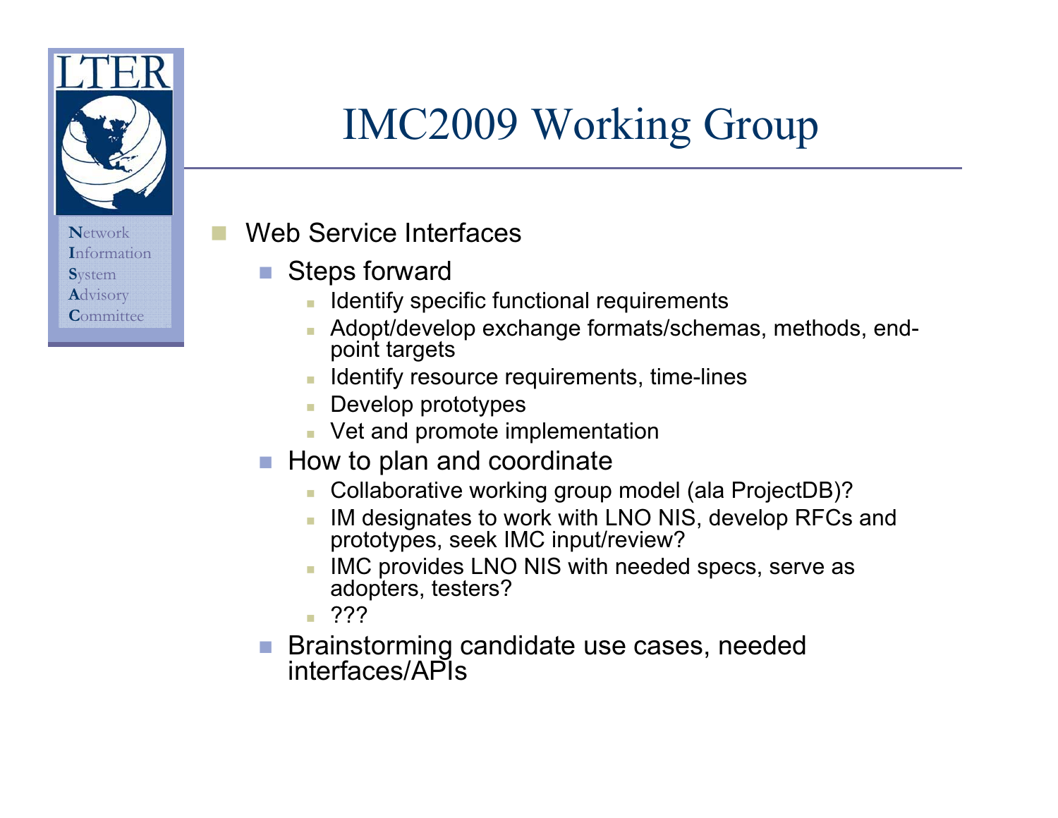# IMC2009 Working Group

- Web Service Interfaces
  - Steps forward
    - Identify specific functional requirements
    - Adopt/develop exchange formats/schemas, methods, end-point targets
    - Identify resource requirements, time-lines
    - Develop prototypes
    - Vet and promote implementation
  - How to plan and coordinate
    - Collaborative working group model (ala ProjectDB)?
    - IM designates to work with LNO NIS, develop RFCs and prototypes, seek IMC input/review?
    - IMC provides LNO NIS with needed specs, serve as adopters, testers?
    - ???
  - Brainstorming candidate use cases, needed interfaces/APIs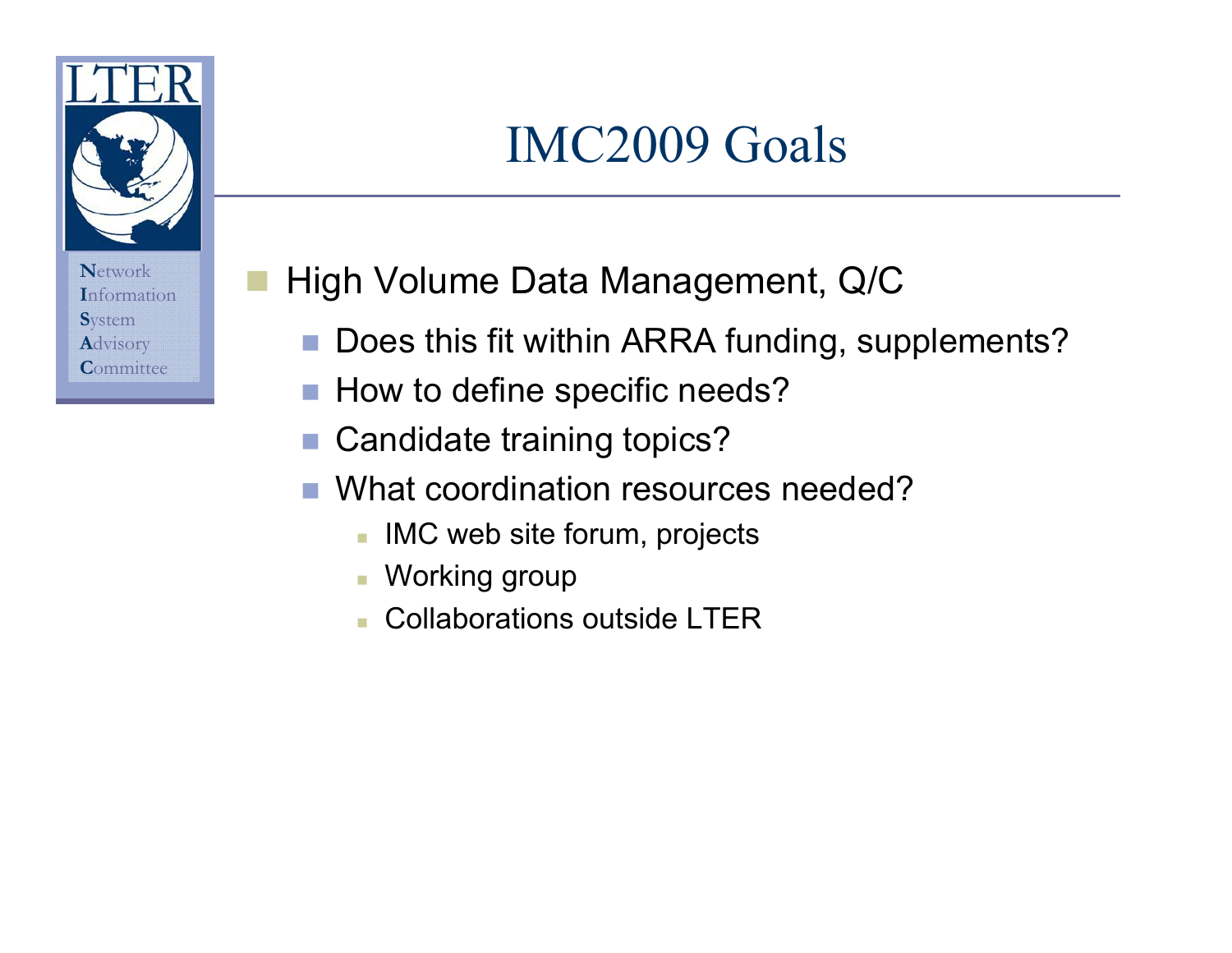# IMC2009 Goals

- High Volume Data Management, Q/C
  - Does this fit within ARRA funding, supplements?
  - How to define specific needs?
  - Candidate training topics?
  - What coordination resources needed?
    - IMC web site forum, projects
    - Working group
    - Collaborations outside LTER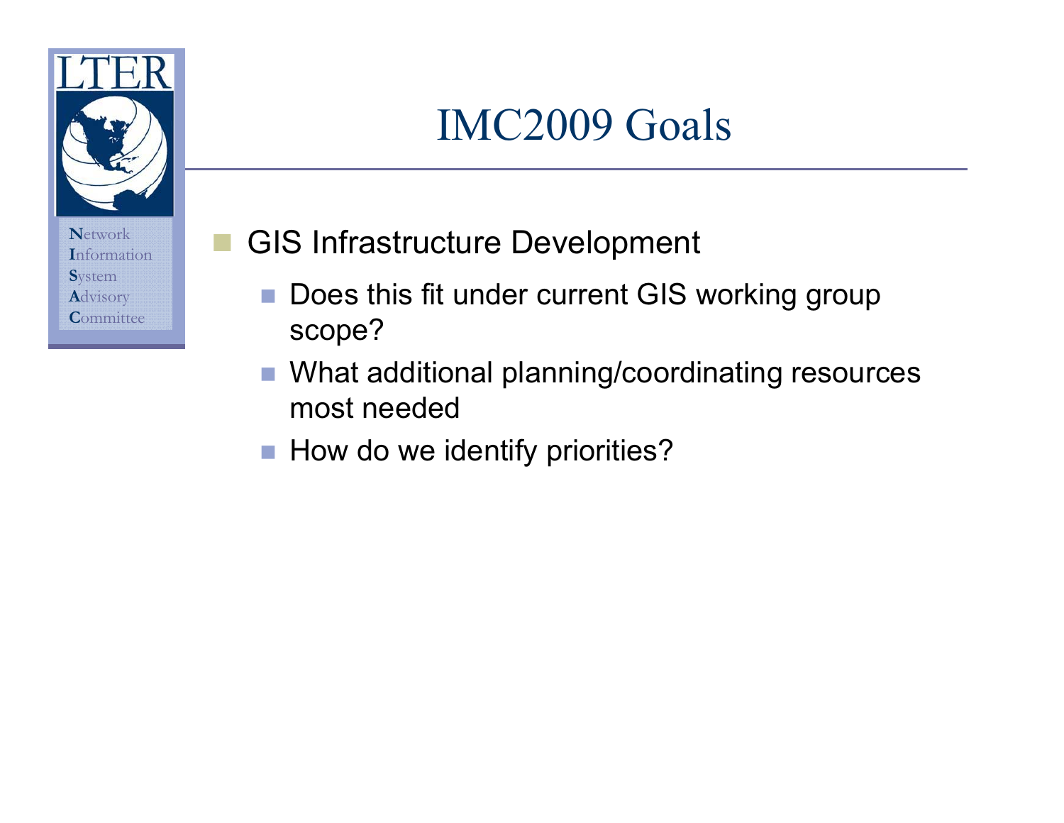# IMC2009 Goals

- GIS Infrastructure Development
  - Does this fit under current GIS working group scope?
  - What additional planning/coordinating resources most needed
  - How do we identify priorities?